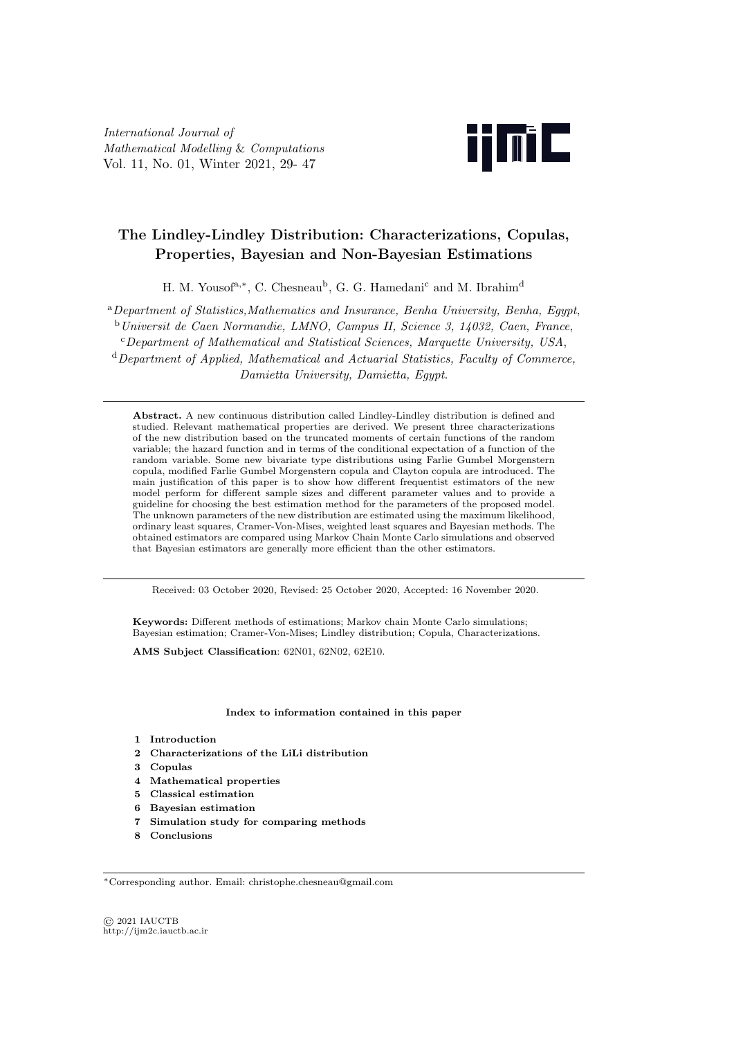*International Journal of Mathematical Modelling & Computations*
Vol. 11, No. 01, Winter 2021, 29- 47

# The Lindley-Lindley Distribution: Characterizations, Copulas, Properties, Bayesian and Non-Bayesian Estimations

H. M. Yousof[a,*], C. Chesneau[b], G. G. Hamedani[c] and M. Ibrahim[d]

[a] *Department of Statistics,Mathematics and Insurance, Benha University, Benha, Egypt*,
[b] *Universit de Caen Normandie, LMNO, Campus II, Science 3, 14032, Caen, France*,
[c] *Department of Mathematical and Statistical Sciences, Marquette University, USA*,
[d] *Department of Applied, Mathematical and Actuarial Statistics, Faculty of Commerce, Damietta University, Damietta, Egypt*.

**Abstract.** A new continuous distribution called Lindley-Lindley distribution is defined and studied. Relevant mathematical properties are derived. We present three characterizations of the new distribution based on the truncated moments of certain functions of the random variable; the hazard function and in terms of the conditional expectation of a function of the random variable. Some new bivariate type distributions using Farlie Gumbel Morgenstern copula, modified Farlie Gumbel Morgenstern copula and Clayton copula are introduced. The main justification of this paper is to show how different frequentist estimators of the new model perform for different sample sizes and different parameter values and to provide a guideline for choosing the best estimation method for the parameters of the proposed model. The unknown parameters of the new distribution are estimated using the maximum likelihood, ordinary least squares, Cramer-Von-Mises, weighted least squares and Bayesian methods. The obtained estimators are compared using Markov Chain Monte Carlo simulations and observed that Bayesian estimators are generally more efficient than the other estimators.

Received: 03 October 2020, Revised: 25 October 2020, Accepted: 16 November 2020.

**Keywords:** Different methods of estimations; Markov chain Monte Carlo simulations; Bayesian estimation; Cramer-Von-Mises; Lindley distribution; Copula, Characterizations.

**AMS Subject Classification**: 62N01, 62N02, 62E10.

**Index to information contained in this paper**

1. **Introduction**
2. **Characterizations of the LiLi distribution**
3. **Copulas**
4. **Mathematical properties**
5. **Classical estimation**
6. **Bayesian estimation**
7. **Simulation study for comparing methods**
8. **Conclusions**

*Corresponding author. Email: christophe.chesneau@gmail.com

© 2021 IAUCTB
http://ijm2c.iauctb.ac.ir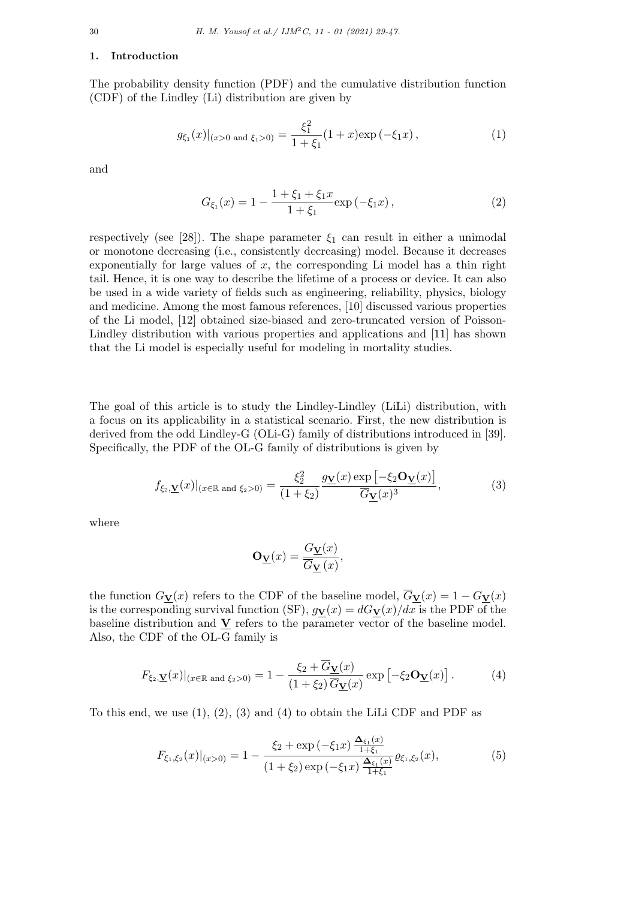## 1. Introduction

The probability density function (PDF) and the cumulative distribution function (CDF) of the Lindley (Li) distribution are given by

$$g_{\xi_1}(x)|_{(x>0 \text{ and } \xi_1>0)} = \frac{\xi_1^2}{1+\xi_1}(1+x)\exp\left(-\xi_1 x\right), \tag{1}$$

and

$$G_{\xi_1}(x) = 1 - \frac{1+\xi_1+\xi_1 x}{1+\xi_1}\exp\left(-\xi_1 x\right), \tag{2}$$

respectively (see [28]). The shape parameter $\xi_1$ can result in either a unimodal or monotone decreasing (i.e., consistently decreasing) model. Because it decreases exponentially for large values of $x$, the corresponding Li model has a thin right tail. Hence, it is one way to describe the lifetime of a process or device. It can also be used in a wide variety of fields such as engineering, reliability, physics, biology and medicine. Among the most famous references, [10] discussed various properties of the Li model, [12] obtained size-biased and zero-truncated version of Poisson-Lindley distribution with various properties and applications and [11] has shown that the Li model is especially useful for modeling in mortality studies.

The goal of this article is to study the Lindley-Lindley (LiLi) distribution, with a focus on its applicability in a statistical scenario. First, the new distribution is derived from the odd Lindley-G (OLi-G) family of distributions introduced in [39]. Specifically, the PDF of the OL-G family of distributions is given by

$$f_{\xi_2,\underline{\mathbf{V}}}(x)|_{(x\in\mathbb{R} \text{ and } \xi_2>0)} = \frac{\xi_2^2}{(1+\xi_2)}\frac{g_{\underline{\mathbf{V}}}(x)\exp\left[-\xi_2\mathbf{O}_{\underline{\mathbf{V}}}(x)\right]}{\overline{G}_{\underline{\mathbf{V}}}(x)^3}, \tag{3}$$

where

$$\mathbf{O}_{\underline{\mathbf{V}}}(x) = \frac{G_{\underline{\mathbf{V}}}(x)}{\overline{G}_{\underline{\mathbf{V}}}(x)},$$

the function $G_{\underline{\mathbf{V}}}(x)$ refers to the CDF of the baseline model, $\overline{G}_{\underline{\mathbf{V}}}(x) = 1 - G_{\underline{\mathbf{V}}}(x)$ is the corresponding survival function (SF), $g_{\underline{\mathbf{V}}}(x) = dG_{\underline{\mathbf{V}}}(x)/dx$ is the PDF of the baseline distribution and $\underline{\mathbf{V}}$ refers to the parameter vector of the baseline model. Also, the CDF of the OL-G family is

$$F_{\xi_2,\underline{\mathbf{V}}}(x)|_{(x\in\mathbb{R} \text{ and } \xi_2>0)} = 1 - \frac{\xi_2+\overline{G}_{\underline{\mathbf{V}}}(x)}{(1+\xi_2)\,\overline{G}_{\underline{\mathbf{V}}}(x)}\exp\left[-\xi_2\mathbf{O}_{\underline{\mathbf{V}}}(x)\right]. \tag{4}$$

To this end, we use (1), (2), (3) and (4) to obtain the LiLi CDF and PDF as

$$F_{\xi_1,\xi_2}(x)|_{(x>0)} = 1 - \frac{\xi_2+\exp\left(-\xi_1 x\right)\frac{\mathbf{\Delta}_{\xi_1}(x)}{1+\xi_1}}{(1+\xi_2)\exp\left(-\xi_1 x\right)\frac{\mathbf{\Delta}_{\xi_1}(x)}{1+\xi_1}}\varrho_{\xi_1,\xi_2}(x), \tag{5}$$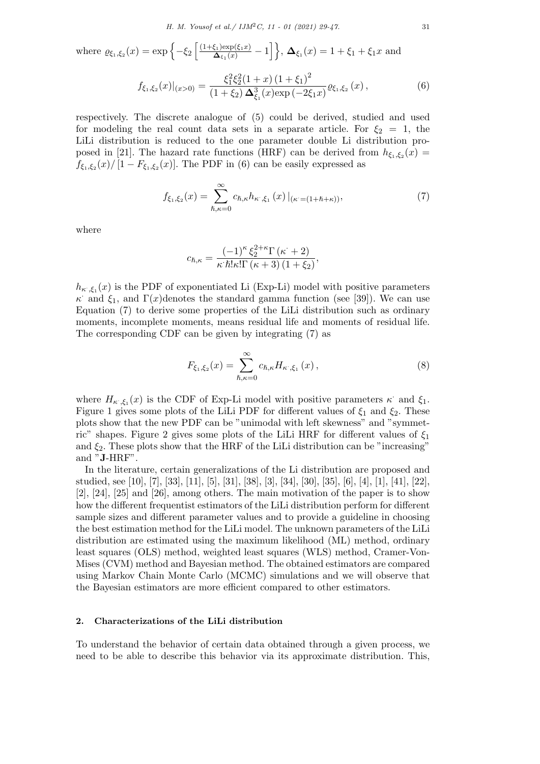where $\varrho_{\xi_1,\xi_2}(x) = \exp\left\{-\xi_2\left[\frac{(1+\xi_1)\exp(\xi_1 x)}{\mathbf{\Delta}_{\xi_1}(x)} - 1\right]\right\}$, $\mathbf{\Delta}_{\xi_1}(x) = 1 + \xi_1 + \xi_1 x$ and

$$f_{\xi_1,\xi_2}(x)|_{(x>0)} = \frac{\xi_1^2 \xi_2^2 (1+x)(1+\xi_1)^2}{(1+\xi_2)\,\mathbf{\Delta}_{\xi_1}^3(x)\exp(-2\xi_1 x)} \varrho_{\xi_1,\xi_2}(x), \tag{6}$$

respectively. The discrete analogue of (5) could be derived, studied and used for modeling the real count data sets in a separate article. For $\xi_2 = 1$, the LiLi distribution is reduced to the one parameter double Li distribution proposed in [21]. The hazard rate functions (HRF) can be derived from $h_{\xi_1,\xi_2}(x) = f_{\xi_1,\xi_2}(x)/[1 - F_{\xi_1,\xi_2}(x)]$. The PDF in (6) can be easily expressed as

$$f_{\xi_1,\xi_2}(x) = \sum_{\hbar,\kappa=0}^{\infty} c_{\hbar,\kappa} h_{\kappa^{\cdot},\xi_1}(x)\,|_{(\kappa^{\cdot}=(1+\hbar+\kappa))}, \tag{7}$$

where

$$c_{\hbar,\kappa} = \frac{(-1)^{\kappa}\,\xi_2^{2+\kappa}\,\Gamma(\kappa^{\cdot}+2)}{\kappa^{\cdot}\hbar!\kappa!\Gamma(\kappa+3)(1+\xi_2)},$$

$h_{\kappa^{\cdot},\xi_1}(x)$ is the PDF of exponentiated Li (Exp-Li) model with positive parameters $\kappa^{\cdot}$ and $\xi_1$, and $\Gamma(x)$denotes the standard gamma function (see [39]). We can use Equation (7) to derive some properties of the LiLi distribution such as ordinary moments, incomplete moments, means residual life and moments of residual life. The corresponding CDF can be given by integrating (7) as

$$F_{\xi_1,\xi_2}(x) = \sum_{\hbar,\kappa=0}^{\infty} c_{\hbar,\kappa} H_{\kappa^{\cdot},\xi_1}(x), \tag{8}$$

where $H_{\kappa^{\cdot},\xi_1}(x)$ is the CDF of Exp-Li model with positive parameters $\kappa^{\cdot}$ and $\xi_1$. Figure 1 gives some plots of the LiLi PDF for different values of $\xi_1$ and $\xi_2$. These plots show that the new PDF can be "unimodal with left skewness" and "symmetric" shapes. Figure 2 gives some plots of the LiLi HRF for different values of $\xi_1$ and $\xi_2$. These plots show that the HRF of the LiLi distribution can be "increasing" and "**J**-HRF".

In the literature, certain generalizations of the Li distribution are proposed and studied, see [10], [7], [33], [11], [5], [31], [38], [3], [34], [30], [35], [6], [4], [1], [41], [22], [2], [24], [25] and [26], among others. The main motivation of the paper is to show how the different frequentist estimators of the LiLi distribution perform for different sample sizes and different parameter values and to provide a guideline in choosing the best estimation method for the LiLi model. The unknown parameters of the LiLi distribution are estimated using the maximum likelihood (ML) method, ordinary least squares (OLS) method, weighted least squares (WLS) method, Cramer-Von-Mises (CVM) method and Bayesian method. The obtained estimators are compared using Markov Chain Monte Carlo (MCMC) simulations and we will observe that the Bayesian estimators are more efficient compared to other estimators.

## 2. Characterizations of the LiLi distribution

To understand the behavior of certain data obtained through a given process, we need to be able to describe this behavior via its approximate distribution. This,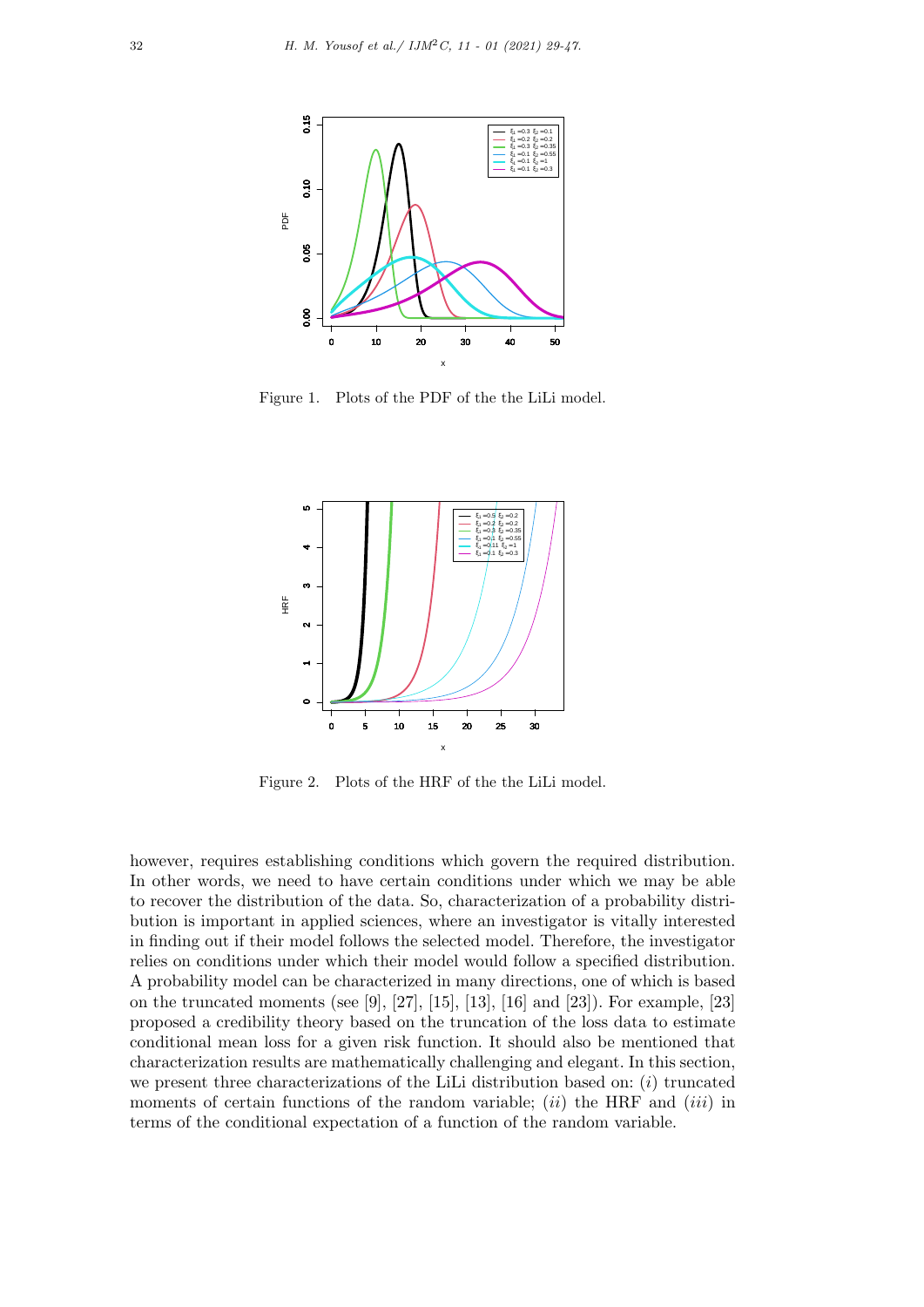Figure 1. Plots of the PDF of the the LiLi model.

Figure 2. Plots of the HRF of the the LiLi model.

however, requires establishing conditions which govern the required distribution. In other words, we need to have certain conditions under which we may be able to recover the distribution of the data. So, characterization of a probability distribution is important in applied sciences, where an investigator is vitally interested in finding out if their model follows the selected model. Therefore, the investigator relies on conditions under which their model would follow a specified distribution. A probability model can be characterized in many directions, one of which is based on the truncated moments (see [9], [27], [15], [13], [16] and [23]). For example, [23] proposed a credibility theory based on the truncation of the loss data to estimate conditional mean loss for a given risk function. It should also be mentioned that characterization results are mathematically challenging and elegant. In this section, we present three characterizations of the LiLi distribution based on: (*i*) truncated moments of certain functions of the random variable; (*ii*) the HRF and (*iii*) in terms of the conditional expectation of a function of the random variable.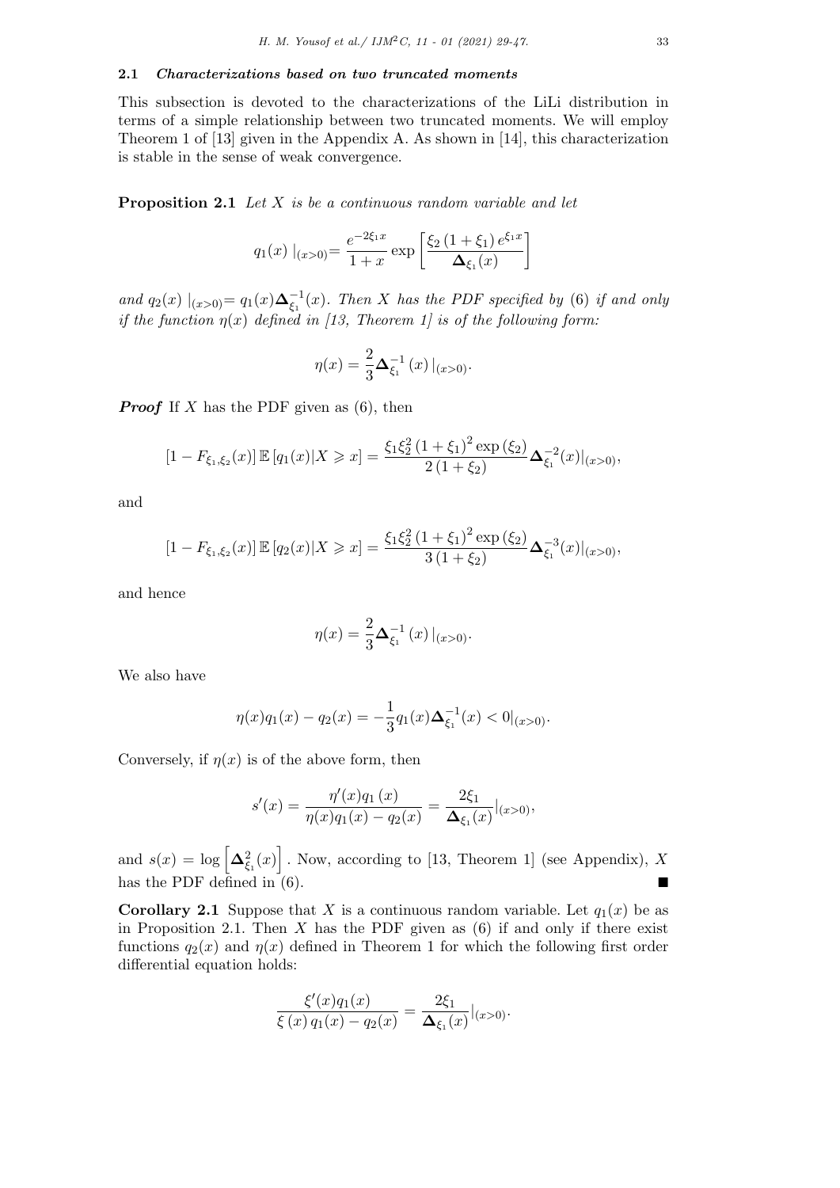### 2.1 *Characterizations based on two truncated moments*

This subsection is devoted to the characterizations of the LiLi distribution in terms of a simple relationship between two truncated moments. We will employ Theorem 1 of [13] given in the Appendix A. As shown in [14], this characterization is stable in the sense of weak convergence.

**Proposition 2.1** *Let $X$ is be a continuous random variable and let*

$$q_1(x)\mid_{(x>0)}=\frac{e^{-2\xi_1 x}}{1+x}\exp\left[\frac{\xi_2\left(1+\xi_1\right)e^{\xi_1 x}}{\mathbf{\Delta}_{\xi_1}(x)}\right]$$

*and $q_2(x)\mid_{(x>0)}=q_1(x)\mathbf{\Delta}_{\xi_1}^{-1}(x)$. Then $X$ has the PDF specified by (6) if and only if the function $\eta(x)$ defined in [13, Theorem 1] is of the following form:*

$$\eta(x)=\frac{2}{3}\mathbf{\Delta}_{\xi_1}^{-1}\left(x\right)\mid_{(x>0)}.$$

***Proof*** If $X$ has the PDF given as (6), then

$$\left[1-F_{\xi_1,\xi_2}(x)\right]\mathbb{E}\left[q_1(x)|X\geqslant x\right]=\frac{\xi_1\xi_2^2\left(1+\xi_1\right)^2\exp\left(\xi_2\right)}{2\left(1+\xi_2\right)}\mathbf{\Delta}_{\xi_1}^{-2}(x)|_{(x>0)},$$

and

$$\left[1-F_{\xi_1,\xi_2}(x)\right]\mathbb{E}\left[q_2(x)|X\geqslant x\right]=\frac{\xi_1\xi_2^2\left(1+\xi_1\right)^2\exp\left(\xi_2\right)}{3\left(1+\xi_2\right)}\mathbf{\Delta}_{\xi_1}^{-3}(x)|_{(x>0)},$$

and hence

$$\eta(x)=\frac{2}{3}\mathbf{\Delta}_{\xi_1}^{-1}\left(x\right)\mid_{(x>0)}.$$

We also have

$$\eta(x)q_1(x)-q_2(x)=-\frac{1}{3}q_1(x)\mathbf{\Delta}_{\xi_1}^{-1}(x)<0|_{(x>0)}.$$

Conversely, if $\eta(x)$ is of the above form, then

$$s'(x)=\frac{\eta'(x)q_1\left(x\right)}{\eta(x)q_1(x)-q_2(x)}=\frac{2\xi_1}{\mathbf{\Delta}_{\xi_1}(x)}|_{(x>0)},$$

and $s(x)=\log\left[\mathbf{\Delta}_{\xi_1}^2(x)\right]$. Now, according to [13, Theorem 1] (see Appendix), $X$ has the PDF defined in (6). ■

**Corollary 2.1** Suppose that $X$ is a continuous random variable. Let $q_1(x)$ be as in Proposition 2.1. Then $X$ has the PDF given as (6) if and only if there exist functions $q_2(x)$ and $\eta(x)$ defined in Theorem 1 for which the following first order differential equation holds:

$$\frac{\xi'(x)q_1(x)}{\xi\left(x\right)q_1(x)-q_2(x)}=\frac{2\xi_1}{\mathbf{\Delta}_{\xi_1}(x)}|_{(x>0)}.$$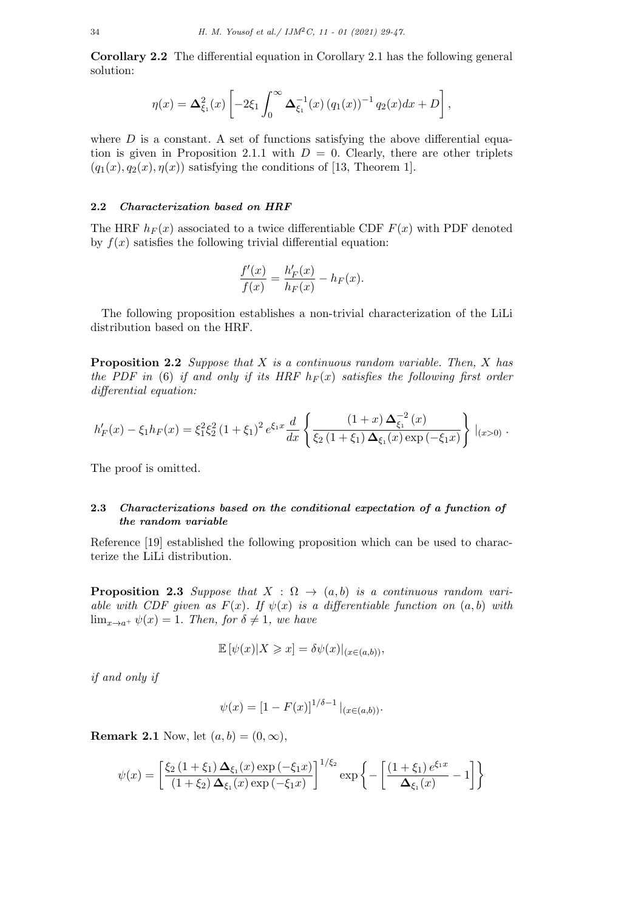**Corollary 2.2** The differential equation in Corollary 2.1 has the following general solution:

$$\eta(x) = \mathbf{\Delta}^2_{\xi_1}(x)\left[-2\xi_1 \int_0^\infty \mathbf{\Delta}^{-1}_{\xi_1}(x)\,(q_1(x))^{-1}\, q_2(x)dx + D\right],$$

where $D$ is a constant. A set of functions satisfying the above differential equation is given in Proposition 2.1.1 with $D = 0$. Clearly, there are other triplets $(q_1(x), q_2(x), \eta(x))$ satisfying the conditions of [13, Theorem 1].

### 2.2 *Characterization based on HRF*

The HRF $h_F(x)$ associated to a twice differentiable CDF $F(x)$ with PDF denoted by $f(x)$ satisfies the following trivial differential equation:

$$\frac{f'(x)}{f(x)} = \frac{h'_F(x)}{h_F(x)} - h_F(x).$$

The following proposition establishes a non-trivial characterization of the LiLi distribution based on the HRF.

**Proposition 2.2** *Suppose that $X$ is a continuous random variable. Then, $X$ has the PDF in* (6) *if and only if its HRF $h_F(x)$ satisfies the following first order differential equation:*

$$h'_F(x) - \xi_1 h_F(x) = \xi_1^2 \xi_2^2 \left(1+\xi_1\right)^2 e^{\xi_1 x} \frac{d}{dx}\left\{\frac{(1+x)\,\mathbf{\Delta}^{-2}_{\xi_1}(x)}{\xi_2\left(1+\xi_1\right)\mathbf{\Delta}_{\xi_1}(x)\exp\left(-\xi_1 x\right)}\right\}|_{(x>0)}\,.$$

The proof is omitted.

### 2.3 *Characterizations based on the conditional expectation of a function of the random variable*

Reference [19] established the following proposition which can be used to characterize the LiLi distribution.

**Proposition 2.3** *Suppose that $X : \Omega \to (a, b)$ is a continuous random variable with CDF given as $F(x)$. If $\psi(x)$ is a differentiable function on $(a, b)$ with $\lim_{x\to a^+} \psi(x) = 1$. Then, for $\delta \neq 1$, we have*

$$\mathbb{E}\left[\psi(x)|X \geqslant x\right] = \delta\psi(x)|_{(x\in(a,b))},$$

*if and only if*

$$\psi(x) = \left[1 - F(x)\right]^{1/\delta - 1}|_{(x\in(a,b))}.$$

**Remark 2.1** Now, let $(a, b) = (0, \infty)$,

$$\psi(x) = \left[\frac{\xi_2\left(1+\xi_1\right)\mathbf{\Delta}_{\xi_1}(x)\exp\left(-\xi_1 x\right)}{\left(1+\xi_2\right)\mathbf{\Delta}_{\xi_1}(x)\exp\left(-\xi_1 x\right)}\right]^{1/\xi_2} \exp\left\{-\left[\frac{\left(1+\xi_1\right)e^{\xi_1 x}}{\mathbf{\Delta}_{\xi_1}(x)} - 1\right]\right\}$$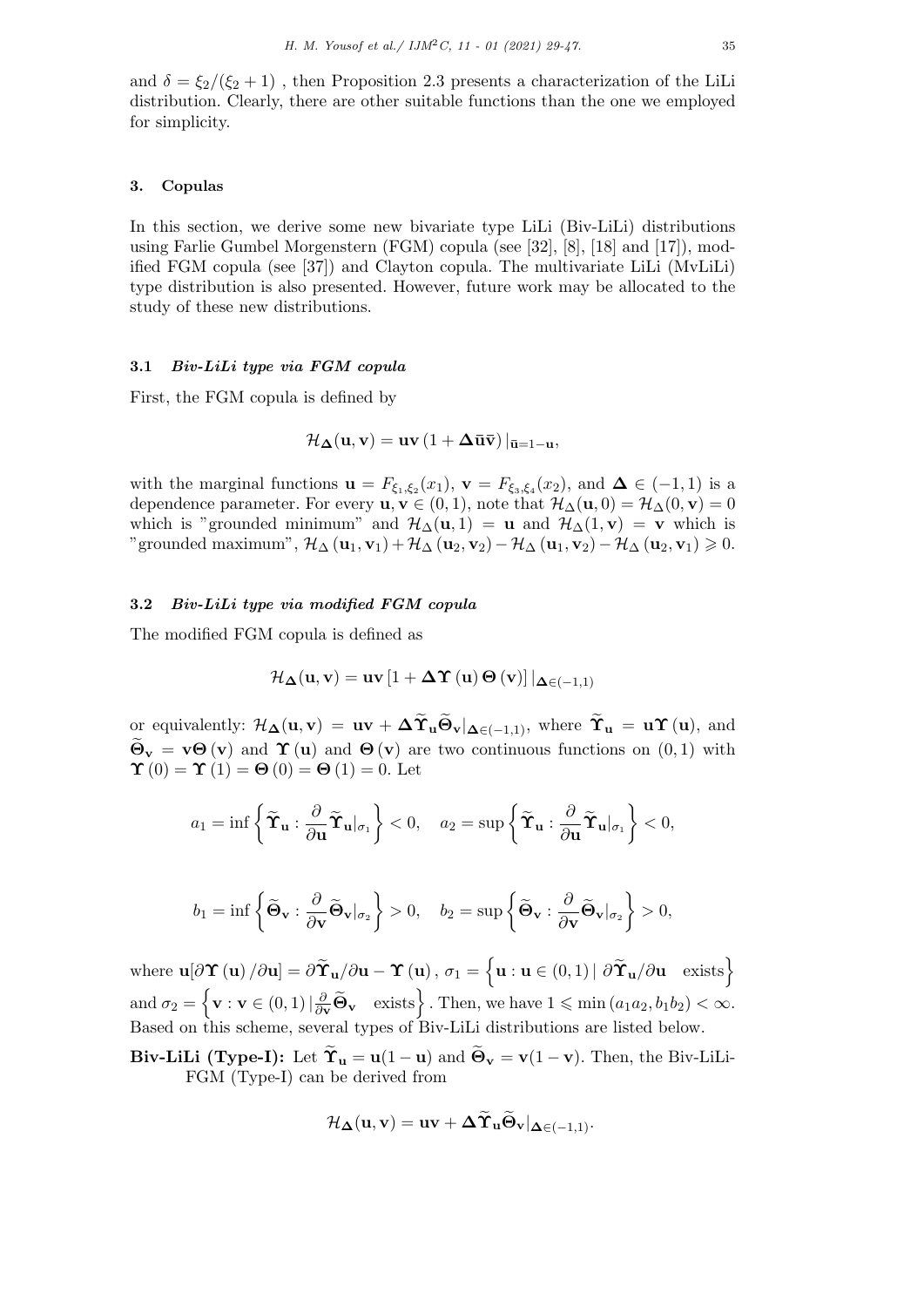and $\delta = \xi_2/(\xi_2+1)$ , then Proposition 2.3 presents a characterization of the LiLi distribution. Clearly, there are other suitable functions than the one we employed for simplicity.

## 3. Copulas

In this section, we derive some new bivariate type LiLi (Biv-LiLi) distributions using Farlie Gumbel Morgenstern (FGM) copula (see [32], [8], [18] and [17]), modified FGM copula (see [37]) and Clayton copula. The multivariate LiLi (MvLiLi) type distribution is also presented. However, future work may be allocated to the study of these new distributions.

### 3.1 *Biv-LiLi type via FGM copula*

First, the FGM copula is defined by

$$\mathcal{H}_{\boldsymbol{\Delta}}(\mathbf{u},\mathbf{v}) = \mathbf{u}\mathbf{v}\left(1+\boldsymbol{\Delta}\bar{\mathbf{u}}\bar{\mathbf{v}}\right)|_{\bar{\mathbf{u}}=1-\mathbf{u}},$$

with the marginal functions $\mathbf{u} = F_{\xi_1,\xi_2}(x_1)$, $\mathbf{v} = F_{\xi_3,\xi_4}(x_2)$, and $\boldsymbol{\Delta} \in (-1,1)$ is a dependence parameter. For every $\mathbf{u},\mathbf{v} \in (0,1)$, note that $\mathcal{H}_{\Delta}(\mathbf{u},0) = \mathcal{H}_{\Delta}(0,\mathbf{v}) = 0$ which is "grounded minimum" and $\mathcal{H}_{\Delta}(\mathbf{u},1) = \mathbf{u}$ and $\mathcal{H}_{\Delta}(1,\mathbf{v}) = \mathbf{v}$ which is "grounded maximum", $\mathcal{H}_{\Delta}(\mathbf{u}_1,\mathbf{v}_1)+\mathcal{H}_{\Delta}(\mathbf{u}_2,\mathbf{v}_2)-\mathcal{H}_{\Delta}(\mathbf{u}_1,\mathbf{v}_2)-\mathcal{H}_{\Delta}(\mathbf{u}_2,\mathbf{v}_1) \geqslant 0$.

### 3.2 *Biv-LiLi type via modified FGM copula*

The modified FGM copula is defined as

$$\mathcal{H}_{\boldsymbol{\Delta}}(\mathbf{u},\mathbf{v}) = \mathbf{u}\mathbf{v}\left[1+\boldsymbol{\Delta}\boldsymbol{\Upsilon}(\mathbf{u})\boldsymbol{\Theta}(\mathbf{v})\right]|_{\boldsymbol{\Delta}\in(-1,1)}$$

or equivalently: $\mathcal{H}_{\boldsymbol{\Delta}}(\mathbf{u},\mathbf{v}) = \mathbf{u}\mathbf{v} + \boldsymbol{\Delta}\widetilde{\boldsymbol{\Upsilon}}_{\mathbf{u}}\widetilde{\boldsymbol{\Theta}}_{\mathbf{v}}|_{\boldsymbol{\Delta}\in(-1,1)}$, where $\widetilde{\boldsymbol{\Upsilon}}_{\mathbf{u}} = \mathbf{u}\boldsymbol{\Upsilon}(\mathbf{u})$, and $\widetilde{\boldsymbol{\Theta}}_{\mathbf{v}} = \mathbf{v}\boldsymbol{\Theta}(\mathbf{v})$ and $\boldsymbol{\Upsilon}(\mathbf{u})$ and $\boldsymbol{\Theta}(\mathbf{v})$ are two continuous functions on $(0,1)$ with $\boldsymbol{\Upsilon}(0) = \boldsymbol{\Upsilon}(1) = \boldsymbol{\Theta}(0) = \boldsymbol{\Theta}(1) = 0$. Let

$$a_1 = \inf\left\{\widetilde{\boldsymbol{\Upsilon}}_{\mathbf{u}} : \frac{\partial}{\partial\mathbf{u}}\widetilde{\boldsymbol{\Upsilon}}_{\mathbf{u}}|_{\sigma_1}\right\} < 0, \quad a_2 = \sup\left\{\widetilde{\boldsymbol{\Upsilon}}_{\mathbf{u}} : \frac{\partial}{\partial\mathbf{u}}\widetilde{\boldsymbol{\Upsilon}}_{\mathbf{u}}|_{\sigma_1}\right\} < 0,$$

$$b_1 = \inf\left\{\widetilde{\boldsymbol{\Theta}}_{\mathbf{v}} : \frac{\partial}{\partial\mathbf{v}}\widetilde{\boldsymbol{\Theta}}_{\mathbf{v}}|_{\sigma_2}\right\} > 0, \quad b_2 = \sup\left\{\widetilde{\boldsymbol{\Theta}}_{\mathbf{v}} : \frac{\partial}{\partial\mathbf{v}}\widetilde{\boldsymbol{\Theta}}_{\mathbf{v}}|_{\sigma_2}\right\} > 0,$$

where $\mathbf{u}[\partial\boldsymbol{\Upsilon}(\mathbf{u})/\partial\mathbf{u}] = \partial\widetilde{\boldsymbol{\Upsilon}}_{\mathbf{u}}/\partial\mathbf{u} - \boldsymbol{\Upsilon}(\mathbf{u})$, $\sigma_1 = \left\{\mathbf{u} : \mathbf{u} \in (0,1) \mid \partial\widetilde{\boldsymbol{\Upsilon}}_{\mathbf{u}}/\partial\mathbf{u} \quad \text{exists}\right\}$ and $\sigma_2 = \left\{\mathbf{v} : \mathbf{v} \in (0,1) \mid \frac{\partial}{\partial\mathbf{v}}\widetilde{\boldsymbol{\Theta}}_{\mathbf{v}} \quad \text{exists}\right\}$. Then, we have $1 \leqslant \min(a_1a_2, b_1b_2) < \infty$. Based on this scheme, several types of Biv-LiLi distributions are listed below.

**Biv-LiLi (Type-I):** Let $\widetilde{\boldsymbol{\Upsilon}}_{\mathbf{u}} = \mathbf{u}(1-\mathbf{u})$ and $\widetilde{\boldsymbol{\Theta}}_{\mathbf{v}} = \mathbf{v}(1-\mathbf{v})$. Then, the Biv-LiLi-FGM (Type-I) can be derived from

$$\mathcal{H}_{\boldsymbol{\Delta}}(\mathbf{u},\mathbf{v}) = \mathbf{u}\mathbf{v} + \boldsymbol{\Delta}\widetilde{\boldsymbol{\Upsilon}}_{\mathbf{u}}\widetilde{\boldsymbol{\Theta}}_{\mathbf{v}}|_{\boldsymbol{\Delta}\in(-1,1)}.$$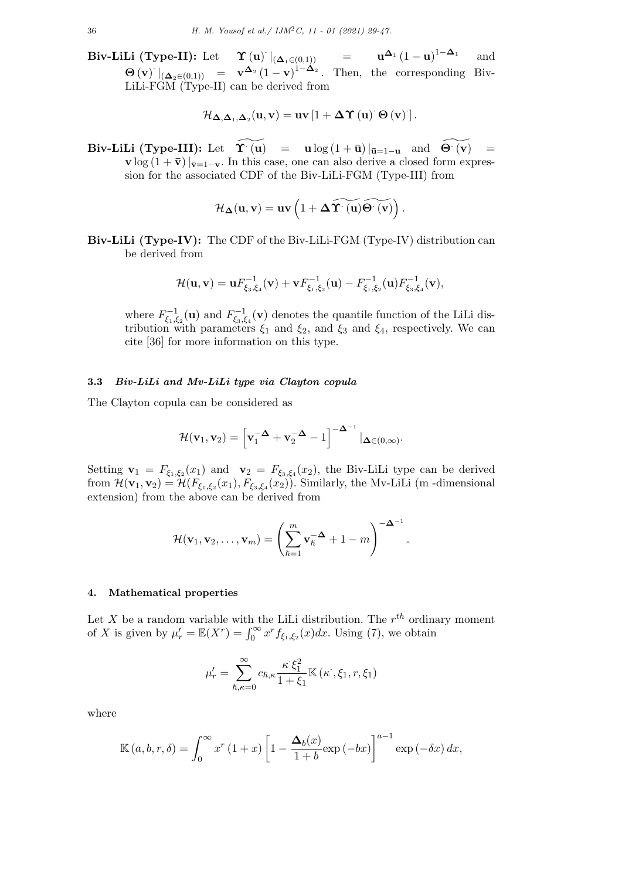**Biv-LiLi (Type-II):** Let $\boldsymbol{\Upsilon}(\mathbf{u})^{\cdot}|_{(\boldsymbol{\Delta}_1 \in (0,1))} = \mathbf{u}^{\boldsymbol{\Delta}_1}(1-\mathbf{u})^{1-\boldsymbol{\Delta}_1}$ and $\boldsymbol{\Theta}(\mathbf{v})^{\cdot}|_{(\boldsymbol{\Delta}_2 \in (0,1))} = \mathbf{v}^{\boldsymbol{\Delta}_2}(1-\mathbf{v})^{1-\boldsymbol{\Delta}_2}$. Then, the corresponding Biv-LiLi-FGM (Type-II) can be derived from

$$\mathcal{H}_{\boldsymbol{\Delta},\boldsymbol{\Delta}_1,\boldsymbol{\Delta}_2}(\mathbf{u},\mathbf{v}) = \mathbf{uv}\left[1 + \boldsymbol{\Delta}\boldsymbol{\Upsilon}(\mathbf{u})^{\cdot}\boldsymbol{\Theta}(\mathbf{v})^{\cdot}\right].$$

**Biv-LiLi (Type-III):** Let $\widetilde{\boldsymbol{\Upsilon}^{\cdot}(\mathbf{u})} = \mathbf{u}\log(1+\bar{\mathbf{u}})|_{\bar{\mathbf{u}}=1-\mathbf{u}}$ and $\widetilde{\boldsymbol{\Theta}^{\cdot}(\mathbf{v})} = \mathbf{v}\log(1+\bar{\mathbf{v}})|_{\bar{\mathbf{v}}=1-\mathbf{v}}$. In this case, one can also derive a closed form expression for the associated CDF of the Biv-LiLi-FGM (Type-III) from

$$\mathcal{H}_{\boldsymbol{\Delta}}(\mathbf{u},\mathbf{v}) = \mathbf{uv}\left(1 + \boldsymbol{\Delta}\widetilde{\boldsymbol{\Upsilon}^{\cdot}(\mathbf{u})}\widetilde{\boldsymbol{\Theta}^{\cdot}(\mathbf{v})}\right).$$

**Biv-LiLi (Type-IV):** The CDF of the Biv-LiLi-FGM (Type-IV) distribution can be derived from

$$\mathcal{H}(\mathbf{u},\mathbf{v}) = \mathbf{u}F^{-1}_{\xi_3,\xi_4}(\mathbf{v}) + \mathbf{v}F^{-1}_{\xi_1,\xi_2}(\mathbf{u}) - F^{-1}_{\xi_1,\xi_2}(\mathbf{u})F^{-1}_{\xi_3,\xi_4}(\mathbf{v}),$$

where $F^{-1}_{\xi_1,\xi_2}(\mathbf{u})$ and $F^{-1}_{\xi_3,\xi_4}(\mathbf{v})$ denotes the quantile function of the LiLi distribution with parameters $\xi_1$ and $\xi_2$, and $\xi_3$ and $\xi_4$, respectively. We can cite [36] for more information on this type.

### 3.3 *Biv-LiLi and Mv-LiLi type via Clayton copula*

The Clayton copula can be considered as

$$\mathcal{H}(\mathbf{v}_1,\mathbf{v}_2) = \left[\mathbf{v}_1^{-\boldsymbol{\Delta}} + \mathbf{v}_2^{-\boldsymbol{\Delta}} - 1\right]^{-\boldsymbol{\Delta}^{-1}}|_{\boldsymbol{\Delta}\in(0,\infty)}.$$

Setting $\mathbf{v}_1 = F_{\xi_1,\xi_2}(x_1)$ and $\mathbf{v}_2 = F_{\xi_3,\xi_4}(x_2)$, the Biv-LiLi type can be derived from $\mathcal{H}(\mathbf{v}_1,\mathbf{v}_2) = \mathcal{H}(F_{\xi_1,\xi_2}(x_1), F_{\xi_3,\xi_4}(x_2))$. Similarly, the Mv-LiLi (m -dimensional extension) from the above can be derived from

$$\mathcal{H}(\mathbf{v}_1,\mathbf{v}_2,\ldots,\mathbf{v}_m) = \left(\sum_{\hbar=1}^{m}\mathbf{v}_\hbar^{-\boldsymbol{\Delta}} + 1 - m\right)^{-\boldsymbol{\Delta}^{-1}}.$$

## 4. Mathematical properties

Let $X$ be a random variable with the LiLi distribution. The $r^{th}$ ordinary moment of $X$ is given by $\mu'_r = \mathbb{E}(X^r) = \int_0^\infty x^r f_{\xi_1,\xi_2}(x)dx$. Using (7), we obtain

$$\mu'_r = \sum_{\hbar,\kappa=0}^{\infty} c_{\hbar,\kappa}\frac{\kappa^{\cdot}\xi_1^2}{1+\xi_1}\mathbb{K}(\kappa^{\cdot},\xi_1,r,\xi_1)$$

where

$$\mathbb{K}(a,b,r,\delta) = \int_0^\infty x^r(1+x)\left[1 - \frac{\boldsymbol{\Delta}_b(x)}{1+b}\exp(-bx)\right]^{a-1}\exp(-\delta x)\,dx,$$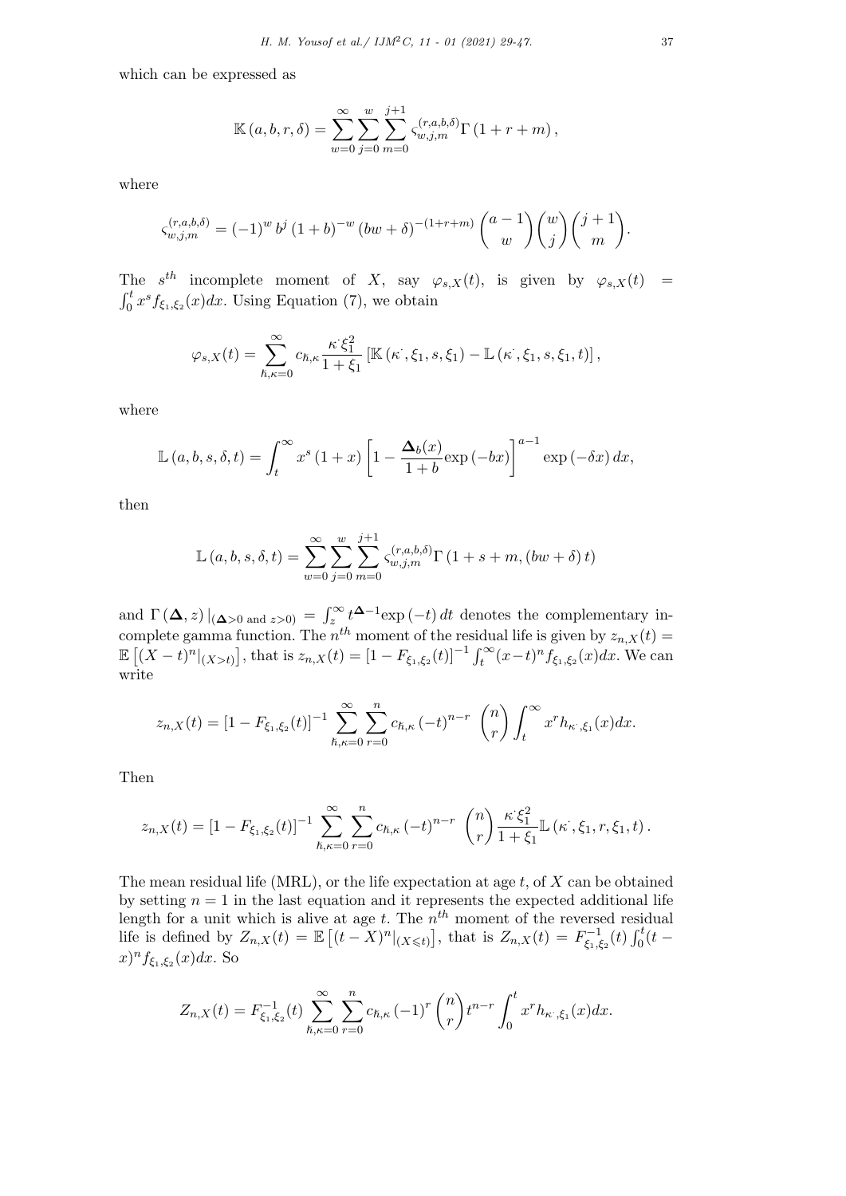which can be expressed as

$$\mathbb{K}\left(a,b,r,\delta\right)=\sum_{w=0}^{\infty}\sum_{j=0}^{w}\sum_{m=0}^{j+1}\varsigma_{w,j,m}^{(r,a,b,\delta)}\Gamma\left(1+r+m\right),$$

where

$$\varsigma_{w,j,m}^{(r,a,b,\delta)}=\left(-1\right)^{w}b^{j}\left(1+b\right)^{-w}\left(bw+\delta\right)^{-(1+r+m)}\binom{a-1}{w}\binom{w}{j}\binom{j+1}{m}.$$

The $s^{th}$ incomplete moment of $X$, say $\varphi_{s,X}(t)$, is given by $\varphi_{s,X}(t)=\int_0^t x^s f_{\xi_1,\xi_2}(x)dx$. Using Equation (7), we obtain

$$\varphi_{s,X}(t)=\sum_{\hbar,\kappa=0}^{\infty}c_{\hbar,\kappa}\frac{\kappa^{\cdot}\xi_1^2}{1+\xi_1}\left[\mathbb{K}\left(\kappa^{\cdot},\xi_1,s,\xi_1\right)-\mathbb{L}\left(\kappa^{\cdot},\xi_1,s,\xi_1,t\right)\right],$$

where

$$\mathbb{L}\left(a,b,s,\delta,t\right)=\int_t^{\infty}x^s\left(1+x\right)\left[1-\frac{\mathbf{\Delta}_b(x)}{1+b}\exp\left(-bx\right)\right]^{a-1}\exp\left(-\delta x\right)dx,$$

then

$$\mathbb{L}\left(a,b,s,\delta,t\right)=\sum_{w=0}^{\infty}\sum_{j=0}^{w}\sum_{m=0}^{j+1}\varsigma_{w,j,m}^{(r,a,b,\delta)}\Gamma\left(1+s+m,\left(bw+\delta\right)t\right)$$

and $\Gamma\left(\mathbf{\Delta},z\right)|_{(\mathbf{\Delta}>0\text{ and }z>0)}=\int_z^{\infty}t^{\mathbf{\Delta}-1}\exp\left(-t\right)dt$ denotes the complementary incomplete gamma function. The $n^{th}$ moment of the residual life is given by $z_{n,X}(t)=\mathbb{E}\left[(X-t)^n|_{(X>t)}\right]$, that is $z_{n,X}(t)=\left[1-F_{\xi_1,\xi_2}(t)\right]^{-1}\int_t^{\infty}(x-t)^n f_{\xi_1,\xi_2}(x)dx$. We can write

$$z_{n,X}(t)=\left[1-F_{\xi_1,\xi_2}(t)\right]^{-1}\sum_{\hbar,\kappa=0}^{\infty}\sum_{r=0}^{n}c_{\hbar,\kappa}\left(-t\right)^{n-r}\binom{n}{r}\int_t^{\infty}x^r h_{\kappa^{\cdot},\xi_1}(x)dx.$$

Then

$$z_{n,X}(t)=\left[1-F_{\xi_1,\xi_2}(t)\right]^{-1}\sum_{\hbar,\kappa=0}^{\infty}\sum_{r=0}^{n}c_{\hbar,\kappa}\left(-t\right)^{n-r}\binom{n}{r}\frac{\kappa^{\cdot}\xi_1^2}{1+\xi_1}\mathbb{L}\left(\kappa^{\cdot},\xi_1,r,\xi_1,t\right).$$

The mean residual life (MRL), or the life expectation at age $t$, of $X$ can be obtained by setting $n=1$ in the last equation and it represents the expected additional life length for a unit which is alive at age $t$. The $n^{th}$ moment of the reversed residual life is defined by $Z_{n,X}(t)=\mathbb{E}\left[(t-X)^n|_{(X\leqslant t)}\right]$, that is $Z_{n,X}(t)=F_{\xi_1,\xi_2}^{-1}(t)\int_0^t(t-x)^n f_{\xi_1,\xi_2}(x)dx$. So

$$Z_{n,X}(t)=F_{\xi_1,\xi_2}^{-1}(t)\sum_{\hbar,\kappa=0}^{\infty}\sum_{r=0}^{n}c_{\hbar,\kappa}\left(-1\right)^{r}\binom{n}{r}t^{n-r}\int_0^t x^r h_{\kappa^{\cdot},\xi_1}(x)dx.$$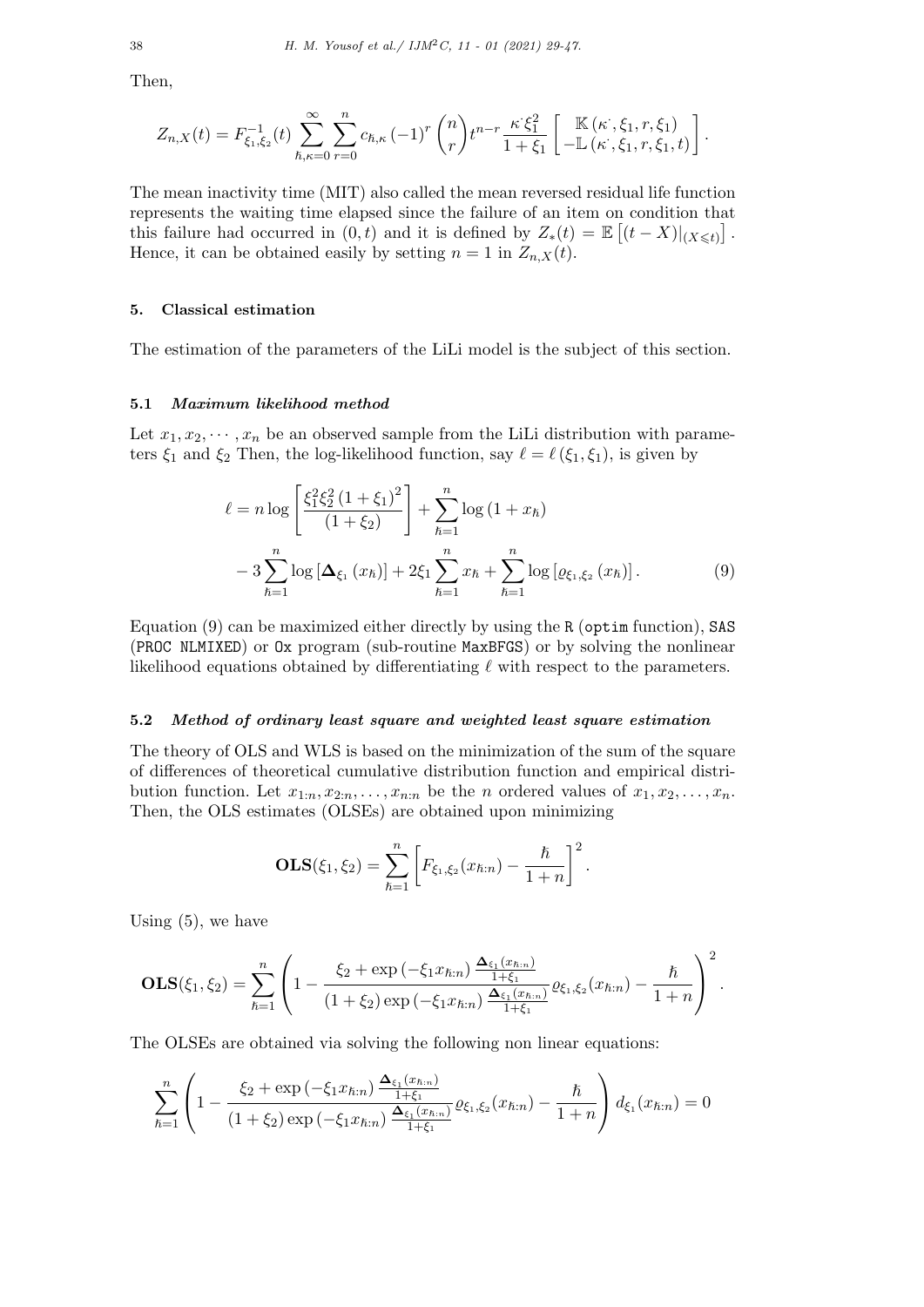Then,

$$Z_{n,X}(t) = F^{-1}_{\xi_1,\xi_2}(t) \sum_{\hbar,\kappa=0}^{\infty} \sum_{r=0}^{n} c_{\hbar,\kappa} (-1)^r \binom{n}{r} t^{n-r} \frac{\kappa^{\cdot} \xi_1^2}{1+\xi_1} \begin{bmatrix} \mathbb{K}(\kappa^{\cdot}, \xi_1, r, \xi_1) \\ -\mathbb{L}(\kappa^{\cdot}, \xi_1, r, \xi_1, t) \end{bmatrix}.$$

The mean inactivity time (MIT) also called the mean reversed residual life function represents the waiting time elapsed since the failure of an item on condition that this failure had occurred in $(0, t)$ and it is defined by $Z_*(t) = \mathbb{E}\left[(t - X)|_{(X \leqslant t)}\right]$. Hence, it can be obtained easily by setting $n = 1$ in $Z_{n,X}(t)$.

## 5. Classical estimation

The estimation of the parameters of the LiLi model is the subject of this section.

### 5.1 *Maximum likelihood method*

Let $x_1, x_2, \cdots, x_n$ be an observed sample from the LiLi distribution with parameters $\xi_1$ and $\xi_2$ Then, the log-likelihood function, say $\ell = \ell(\xi_1, \xi_1)$, is given by

$$\begin{aligned} \ell = n \log \left[ \frac{\xi_1^2 \xi_2^2 (1+\xi_1)^2}{(1+\xi_2)} \right] + \sum_{\hbar=1}^{n} \log(1 + x_\hbar) \\ - 3 \sum_{\hbar=1}^{n} \log \left[ \mathbf{\Delta}_{\xi_1}(x_\hbar) \right] + 2\xi_1 \sum_{\hbar=1}^{n} x_\hbar + \sum_{\hbar=1}^{n} \log \left[ \varrho_{\xi_1,\xi_2}(x_\hbar) \right]. \end{aligned} \tag{9}$$

Equation (9) can be maximized either directly by using the R (optim function), SAS (PROC NLMIXED) or Ox program (sub-routine MaxBFGS) or by solving the nonlinear likelihood equations obtained by differentiating $\ell$ with respect to the parameters.

### 5.2 *Method of ordinary least square and weighted least square estimation*

The theory of OLS and WLS is based on the minimization of the sum of the square of differences of theoretical cumulative distribution function and empirical distribution function. Let $x_{1:n}, x_{2:n}, \ldots, x_{n:n}$ be the $n$ ordered values of $x_1, x_2, \ldots, x_n$. Then, the OLS estimates (OLSEs) are obtained upon minimizing

$$\mathbf{OLS}(\xi_1, \xi_2) = \sum_{\hbar=1}^{n} \left[ F_{\xi_1,\xi_2}(x_{\hbar:n}) - \frac{\hbar}{1+n} \right]^2.$$

Using (5), we have

$$\mathbf{OLS}(\xi_1, \xi_2) = \sum_{\hbar=1}^{n} \left( 1 - \frac{\xi_2 + \exp(-\xi_1 x_{\hbar:n}) \frac{\mathbf{\Delta}_{\xi_1}(x_{\hbar:n})}{1+\xi_1}}{(1+\xi_2) \exp(-\xi_1 x_{\hbar:n}) \frac{\mathbf{\Delta}_{\xi_1}(x_{\hbar:n})}{1+\xi_1}} \varrho_{\xi_1,\xi_2}(x_{\hbar:n}) - \frac{\hbar}{1+n} \right)^2.$$

The OLSEs are obtained via solving the following non linear equations:

$$\sum_{\hbar=1}^{n} \left( 1 - \frac{\xi_2 + \exp(-\xi_1 x_{\hbar:n}) \frac{\mathbf{\Delta}_{\xi_1}(x_{\hbar:n})}{1+\xi_1}}{(1+\xi_2) \exp(-\xi_1 x_{\hbar:n}) \frac{\mathbf{\Delta}_{\xi_1}(x_{\hbar:n})}{1+\xi_1}} \varrho_{\xi_1,\xi_2}(x_{\hbar:n}) - \frac{\hbar}{1+n} \right) d_{\xi_1}(x_{\hbar:n}) = 0$$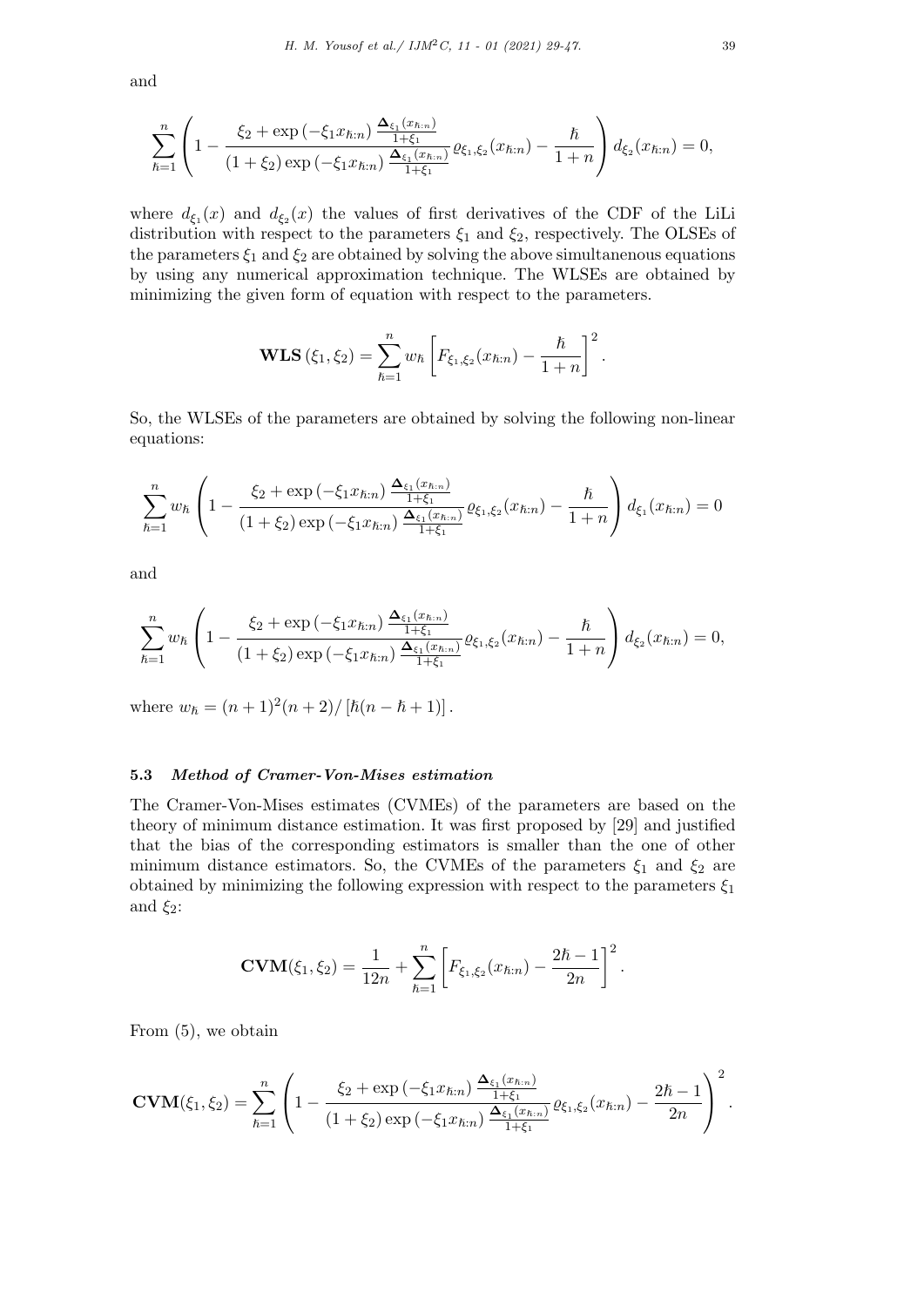and

$$\sum_{\hbar=1}^{n}\left(1-\frac{\xi_2+\exp\left(-\xi_1 x_{\hbar:n}\right)\frac{\mathbf{\Delta}_{\xi_1}(x_{\hbar:n})}{1+\xi_1}}{\left(1+\xi_2\right)\exp\left(-\xi_1 x_{\hbar:n}\right)\frac{\mathbf{\Delta}_{\xi_1}(x_{\hbar:n})}{1+\xi_1}}\varrho_{\xi_1,\xi_2}(x_{\hbar:n})-\frac{\hbar}{1+n}\right)d_{\xi_2}(x_{\hbar:n})=0,$$

where $d_{\xi_1}(x)$ and $d_{\xi_2}(x)$ the values of first derivatives of the CDF of the LiLi distribution with respect to the parameters $\xi_1$ and $\xi_2$, respectively. The OLSEs of the parameters $\xi_1$ and $\xi_2$ are obtained by solving the above simultanenous equations by using any numerical approximation technique. The WLSEs are obtained by minimizing the given form of equation with respect to the parameters.

$$\mathbf{WLS}\left(\xi_1,\xi_2\right)=\sum_{\hbar=1}^{n}w_{\hbar}\left[F_{\xi_1,\xi_2}(x_{\hbar:n})-\frac{\hbar}{1+n}\right]^2.$$

So, the WLSEs of the parameters are obtained by solving the following non-linear equations:

$$\sum_{\hbar=1}^{n}w_{\hbar}\left(1-\frac{\xi_2+\exp\left(-\xi_1 x_{\hbar:n}\right)\frac{\mathbf{\Delta}_{\xi_1}(x_{\hbar:n})}{1+\xi_1}}{\left(1+\xi_2\right)\exp\left(-\xi_1 x_{\hbar:n}\right)\frac{\mathbf{\Delta}_{\xi_1}(x_{\hbar:n})}{1+\xi_1}}\varrho_{\xi_1,\xi_2}(x_{\hbar:n})-\frac{\hbar}{1+n}\right)d_{\xi_1}(x_{\hbar:n})=0$$

and

$$\sum_{\hbar=1}^{n}w_{\hbar}\left(1-\frac{\xi_2+\exp\left(-\xi_1 x_{\hbar:n}\right)\frac{\mathbf{\Delta}_{\xi_1}(x_{\hbar:n})}{1+\xi_1}}{\left(1+\xi_2\right)\exp\left(-\xi_1 x_{\hbar:n}\right)\frac{\mathbf{\Delta}_{\xi_1}(x_{\hbar:n})}{1+\xi_1}}\varrho_{\xi_1,\xi_2}(x_{\hbar:n})-\frac{\hbar}{1+n}\right)d_{\xi_2}(x_{\hbar:n})=0,$$

where $w_{\hbar}=(n+1)^2(n+2)/\left[\hbar(n-\hbar+1)\right]$.

### 5.3 *Method of Cramer-Von-Mises estimation*

The Cramer-Von-Mises estimates (CVMEs) of the parameters are based on the theory of minimum distance estimation. It was first proposed by [29] and justified that the bias of the corresponding estimators is smaller than the one of other minimum distance estimators. So, the CVMEs of the parameters $\xi_1$ and $\xi_2$ are obtained by minimizing the following expression with respect to the parameters $\xi_1$ and $\xi_2$:

$$\mathbf{CVM}(\xi_1,\xi_2)=\frac{1}{12n}+\sum_{\hbar=1}^{n}\left[F_{\xi_1,\xi_2}(x_{\hbar:n})-\frac{2\hbar-1}{2n}\right]^2.$$

From (5), we obtain

$$\mathbf{CVM}(\xi_1,\xi_2)=\sum_{\hbar=1}^{n}\left(1-\frac{\xi_2+\exp\left(-\xi_1 x_{\hbar:n}\right)\frac{\mathbf{\Delta}_{\xi_1}(x_{\hbar:n})}{1+\xi_1}}{\left(1+\xi_2\right)\exp\left(-\xi_1 x_{\hbar:n}\right)\frac{\mathbf{\Delta}_{\xi_1}(x_{\hbar:n})}{1+\xi_1}}\varrho_{\xi_1,\xi_2}(x_{\hbar:n})-\frac{2\hbar-1}{2n}\right)^2.$$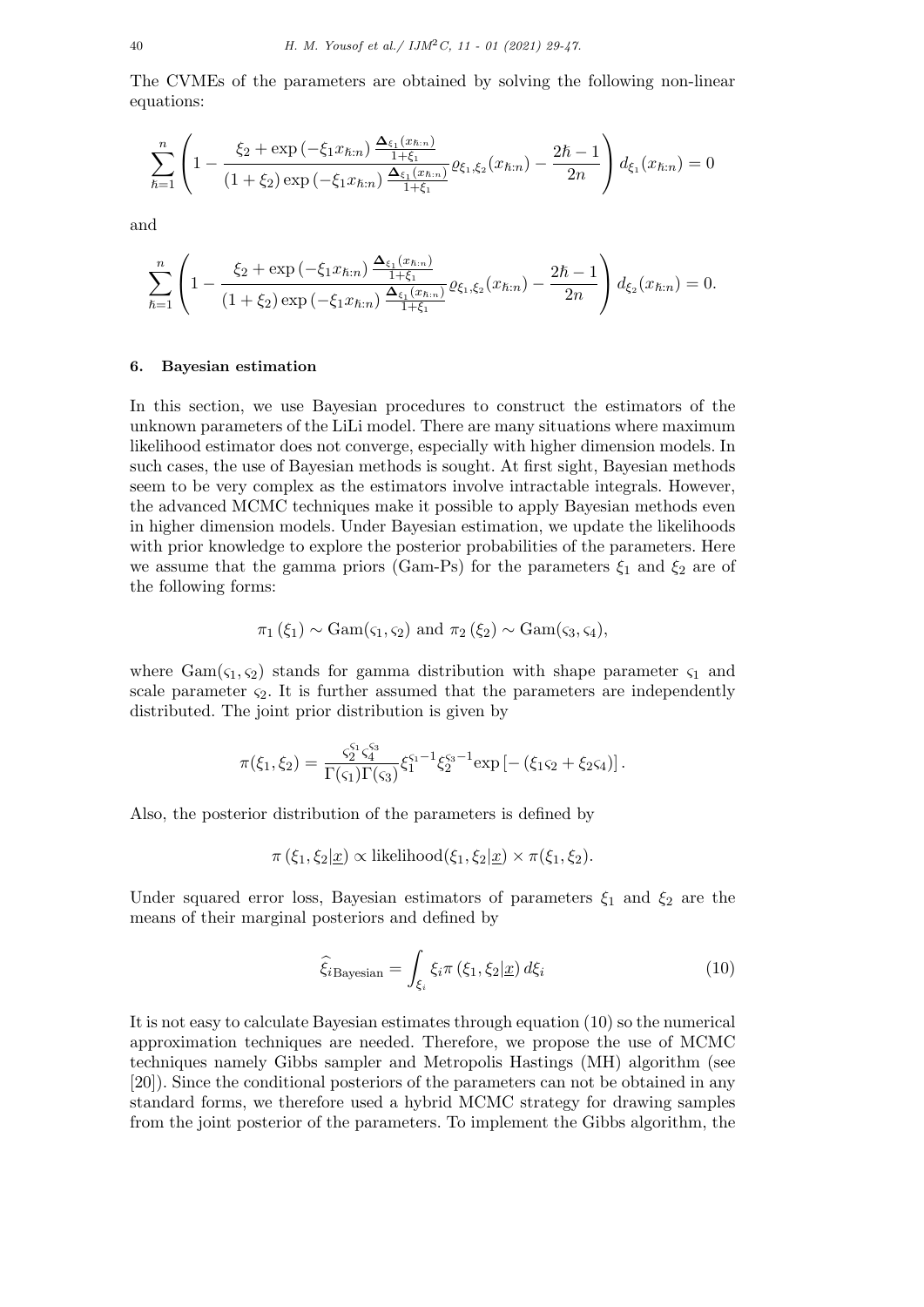The CVMEs of the parameters are obtained by solving the following non-linear equations:

$$\sum_{\hbar=1}^{n}\left(1-\frac{\xi_2+\exp\left(-\xi_1 x_{\hbar:n}\right)\frac{\boldsymbol{\Delta}_{\xi_1}(x_{\hbar:n})}{1+\xi_1}}{(1+\xi_2)\exp\left(-\xi_1 x_{\hbar:n}\right)\frac{\boldsymbol{\Delta}_{\xi_1}(x_{\hbar:n})}{1+\xi_1}}\varrho_{\xi_1,\xi_2}(x_{\hbar:n})-\frac{2\hbar-1}{2n}\right)d_{\xi_1}(x_{\hbar:n})=0$$

and

$$\sum_{\hbar=1}^{n}\left(1-\frac{\xi_2+\exp\left(-\xi_1 x_{\hbar:n}\right)\frac{\boldsymbol{\Delta}_{\xi_1}(x_{\hbar:n})}{1+\xi_1}}{(1+\xi_2)\exp\left(-\xi_1 x_{\hbar:n}\right)\frac{\boldsymbol{\Delta}_{\xi_1}(x_{\hbar:n})}{1+\xi_1}}\varrho_{\xi_1,\xi_2}(x_{\hbar:n})-\frac{2\hbar-1}{2n}\right)d_{\xi_2}(x_{\hbar:n})=0.$$

## 6. Bayesian estimation

In this section, we use Bayesian procedures to construct the estimators of the unknown parameters of the LiLi model. There are many situations where maximum likelihood estimator does not converge, especially with higher dimension models. In such cases, the use of Bayesian methods is sought. At first sight, Bayesian methods seem to be very complex as the estimators involve intractable integrals. However, the advanced MCMC techniques make it possible to apply Bayesian methods even in higher dimension models. Under Bayesian estimation, we update the likelihoods with prior knowledge to explore the posterior probabilities of the parameters. Here we assume that the gamma priors (Gam-Ps) for the parameters $\xi_1$ and $\xi_2$ are of the following forms:

$$\pi_1(\xi_1) \sim \text{Gam}(\varsigma_1, \varsigma_2) \text{ and } \pi_2(\xi_2) \sim \text{Gam}(\varsigma_3, \varsigma_4),$$

where $\text{Gam}(\varsigma_1, \varsigma_2)$ stands for gamma distribution with shape parameter $\varsigma_1$ and scale parameter $\varsigma_2$. It is further assumed that the parameters are independently distributed. The joint prior distribution is given by

$$\pi(\xi_1,\xi_2)=\frac{\varsigma_2^{\varsigma_1}\varsigma_4^{\varsigma_3}}{\Gamma(\varsigma_1)\Gamma(\varsigma_3)}\xi_1^{\varsigma_1-1}\xi_2^{\varsigma_3-1}\exp\left[-\left(\xi_1\varsigma_2+\xi_2\varsigma_4\right)\right].$$

Also, the posterior distribution of the parameters is defined by

$$\pi\left(\xi_1,\xi_2|\underline{x}\right) \propto \text{likelihood}(\xi_1,\xi_2|\underline{x}) \times \pi(\xi_1,\xi_2).$$

Under squared error loss, Bayesian estimators of parameters $\xi_1$ and $\xi_2$ are the means of their marginal posteriors and defined by

$$\widehat{\xi}_{i\text{Bayesian}}=\int_{\xi_i}\xi_i\pi\left(\xi_1,\xi_2|\underline{x}\right)d\xi_i \tag{10}$$

It is not easy to calculate Bayesian estimates through equation (10) so the numerical approximation techniques are needed. Therefore, we propose the use of MCMC techniques namely Gibbs sampler and Metropolis Hastings (MH) algorithm (see [20]). Since the conditional posteriors of the parameters can not be obtained in any standard forms, we therefore used a hybrid MCMC strategy for drawing samples from the joint posterior of the parameters. To implement the Gibbs algorithm, the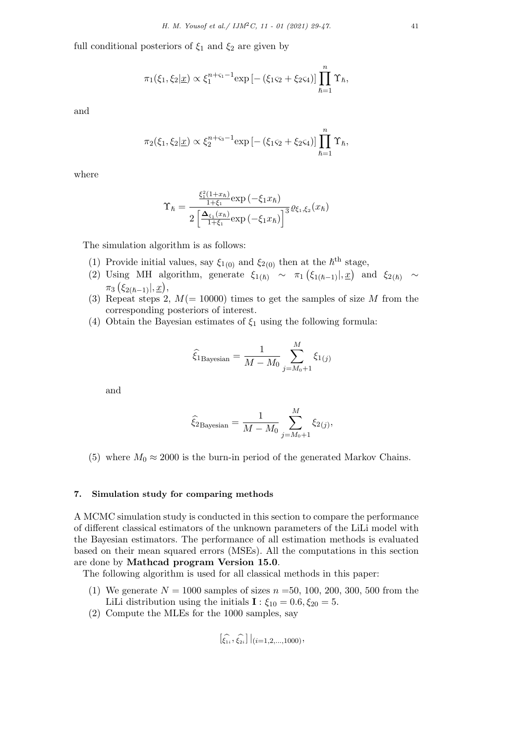full conditional posteriors of $\xi_1$ and $\xi_2$ are given by

$$\pi_1(\xi_1, \xi_2|\underline{x}) \propto \xi_1^{n+\varsigma_1-1} \exp\left[-\left(\xi_1\varsigma_2 + \xi_2\varsigma_4\right)\right] \prod_{\hbar=1}^{n} \Upsilon_\hbar,$$

and

$$\pi_2(\xi_1, \xi_2|\underline{x}) \propto \xi_2^{n+\varsigma_3-1} \exp\left[-\left(\xi_1\varsigma_2 + \xi_2\varsigma_4\right)\right] \prod_{\hbar=1}^{n} \Upsilon_\hbar,$$

where

$$\Upsilon_\hbar = \frac{\frac{\xi_1^2(1+x_\hbar)}{1+\xi_1} \exp\left(-\xi_1 x_\hbar\right)}{2\left[\frac{\mathbf{\Delta}_{\xi_1}(x_\hbar)}{1+\xi_1} \exp\left(-\xi_1 x_\hbar\right)\right]^3} \varrho_{\xi_1,\xi_2}(x_\hbar)$$

The simulation algorithm is as follows:

(1) Provide initial values, say $\xi_{1(0)}$ and $\xi_{2(0)}$ then at the $\hbar^{\text{th}}$ stage,

(2) Using MH algorithm, generate $\xi_{1(\hbar)} \sim \pi_1\left(\xi_{1(\hbar-1)}|, \underline{x}\right)$ and $\xi_{2(\hbar)} \sim \pi_3\left(\xi_{2(\hbar-1)}|, \underline{x}\right)$,

(3) Repeat steps 2, $M(=10000)$ times to get the samples of size $M$ from the corresponding posteriors of interest.

(4) Obtain the Bayesian estimates of $\xi_1$ using the following formula:

$$\widehat{\xi}_{1\text{Bayesian}} = \frac{1}{M - M_0} \sum_{j=M_0+1}^{M} \xi_{1(j)}$$

and

$$\widehat{\xi}_{2\text{Bayesian}} = \frac{1}{M - M_0} \sum_{j=M_0+1}^{M} \xi_{2(j)},$$

(5) where $M_0 \approx 2000$ is the burn-in period of the generated Markov Chains.

## 7. Simulation study for comparing methods

A MCMC simulation study is conducted in this section to compare the performance of different classical estimators of the unknown parameters of the LiLi model with the Bayesian estimators. The performance of all estimation methods is evaluated based on their mean squared errors (MSEs). All the computations in this section are done by **Mathcad program Version 15.0**.

The following algorithm is used for all classical methods in this paper:

(1) We generate $N = 1000$ samples of sizes $n$ =50, 100, 200, 300, 500 from the LiLi distribution using the initials $\mathbf{I}: \xi_{10} = 0.6, \xi_{20} = 5$.

(2) Compute the MLEs for the 1000 samples, say

$$[\widehat{\xi_{1i}}, \widehat{\xi_{2i}}]\,|_{(i=1,2,\ldots,1000)},$$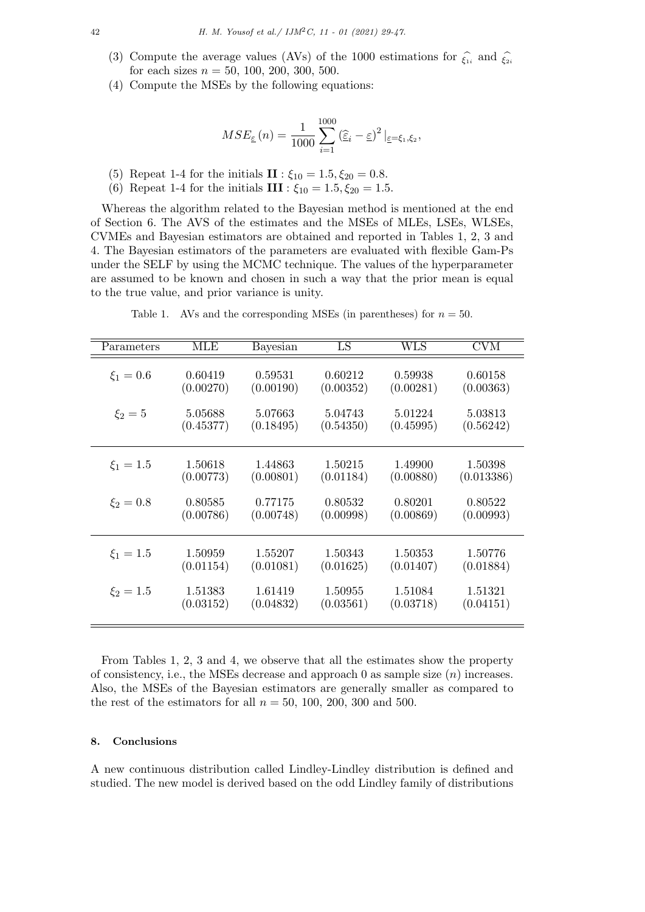(3) Compute the average values (AVs) of the 1000 estimations for $\widehat{\xi_{1i}}$ and $\widehat{\xi_{2i}}$ for each sizes $n = 50, 100, 200, 300, 500$.

(4) Compute the MSEs by the following equations:

$$MSE_{\underline{\varepsilon}}(n) = \frac{1}{1000}\sum_{i=1}^{1000}\left(\widehat{\underline{\varepsilon}}_i - \underline{\varepsilon}\right)^2|_{\underline{\varepsilon}=\xi_1,\xi_2},$$

(5) Repeat 1-4 for the initials **II** : $\xi_{10} = 1.5, \xi_{20} = 0.8$.

(6) Repeat 1-4 for the initials **III** : $\xi_{10} = 1.5, \xi_{20} = 1.5$.

Whereas the algorithm related to the Bayesian method is mentioned at the end of Section 6. The AVS of the estimates and the MSEs of MLEs, LSEs, WLSEs, CVMEs and Bayesian estimators are obtained and reported in Tables 1, 2, 3 and 4. The Bayesian estimators of the parameters are evaluated with flexible Gam-Ps under the SELF by using the MCMC technique. The values of the hyperparameter are assumed to be known and chosen in such a way that the prior mean is equal to the true value, and prior variance is unity.

Table 1. AVs and the corresponding MSEs (in parentheses) for $n = 50$.

| Parameters | MLE | Bayesian | LS | WLS | CVM |
|---|---|---|---|---|---|
| $\xi_1 = 0.6$ | 0.60419 | 0.59531 | 0.60212 | 0.59938 | 0.60158 |
| | (0.00270) | (0.00190) | (0.00352) | (0.00281) | (0.00363) |
| $\xi_2 = 5$ | 5.05688 | 5.07663 | 5.04743 | 5.01224 | 5.03813 |
| | (0.45377) | (0.18495) | (0.54350) | (0.45995) | (0.56242) |
| $\xi_1 = 1.5$ | 1.50618 | 1.44863 | 1.50215 | 1.49900 | 1.50398 |
| | (0.00773) | (0.00801) | (0.01184) | (0.00880) | (0.013386) |
| $\xi_2 = 0.8$ | 0.80585 | 0.77175 | 0.80532 | 0.80201 | 0.80522 |
| | (0.00786) | (0.00748) | (0.00998) | (0.00869) | (0.00993) |
| $\xi_1 = 1.5$ | 1.50959 | 1.55207 | 1.50343 | 1.50353 | 1.50776 |
| | (0.01154) | (0.01081) | (0.01625) | (0.01407) | (0.01884) |
| $\xi_2 = 1.5$ | 1.51383 | 1.61419 | 1.50955 | 1.51084 | 1.51321 |
| | (0.03152) | (0.04832) | (0.03561) | (0.03718) | (0.04151) |

From Tables 1, 2, 3 and 4, we observe that all the estimates show the property of consistency, i.e., the MSEs decrease and approach 0 as sample size ($n$) increases. Also, the MSEs of the Bayesian estimators are generally smaller as compared to the rest of the estimators for all $n = 50, 100, 200, 300$ and $500$.

## 8. Conclusions

A new continuous distribution called Lindley-Lindley distribution is defined and studied. The new model is derived based on the odd Lindley family of distributions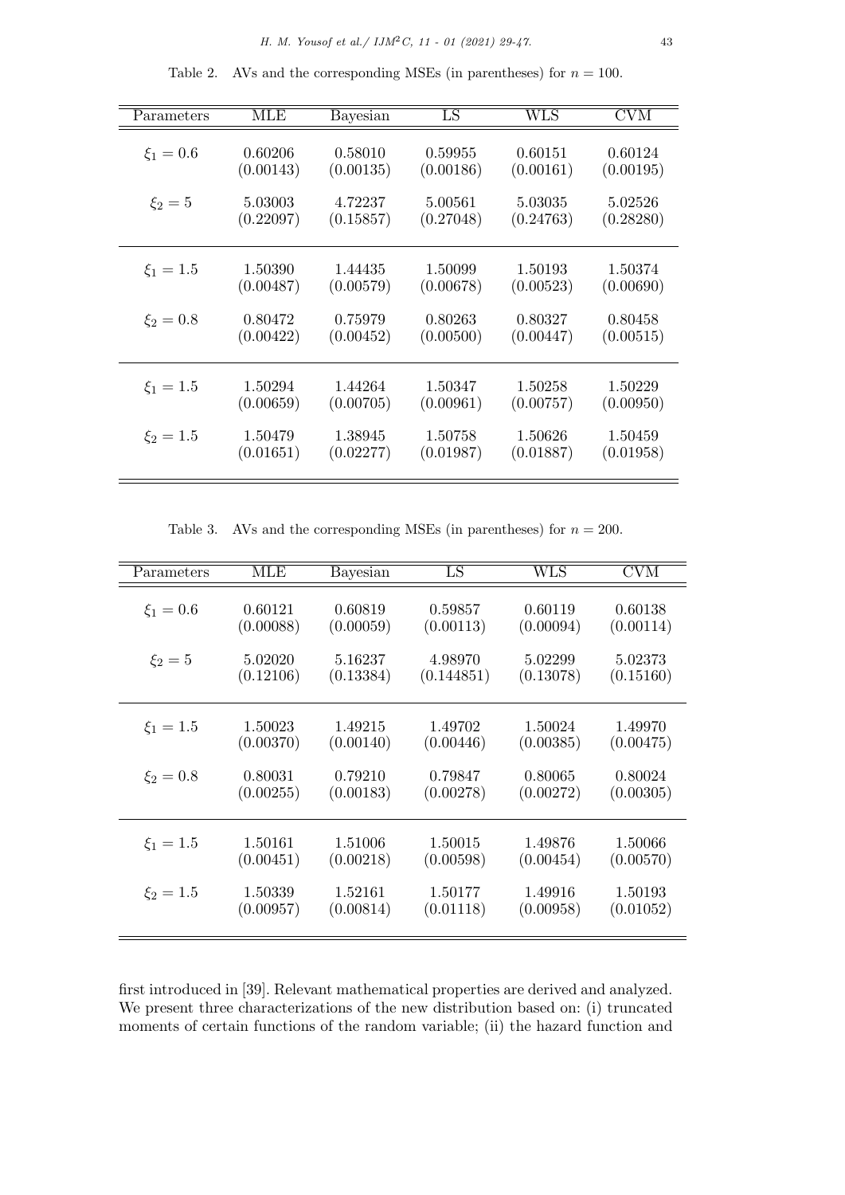Table 2. AVs and the corresponding MSEs (in parentheses) for $n = 100$.

| Parameters | MLE | Bayesian | LS | WLS | CVM |
|---|---|---|---|---|---|
| $\xi_1 = 0.6$ | 0.60206 | 0.58010 | 0.59955 | 0.60151 | 0.60124 |
| | (0.00143) | (0.00135) | (0.00186) | (0.00161) | (0.00195) |
| $\xi_2 = 5$ | 5.03003 | 4.72237 | 5.00561 | 5.03035 | 5.02526 |
| | (0.22097) | (0.15857) | (0.27048) | (0.24763) | (0.28280) |
| $\xi_1 = 1.5$ | 1.50390 | 1.44435 | 1.50099 | 1.50193 | 1.50374 |
| | (0.00487) | (0.00579) | (0.00678) | (0.00523) | (0.00690) |
| $\xi_2 = 0.8$ | 0.80472 | 0.75979 | 0.80263 | 0.80327 | 0.80458 |
| | (0.00422) | (0.00452) | (0.00500) | (0.00447) | (0.00515) |
| $\xi_1 = 1.5$ | 1.50294 | 1.44264 | 1.50347 | 1.50258 | 1.50229 |
| | (0.00659) | (0.00705) | (0.00961) | (0.00757) | (0.00950) |
| $\xi_2 = 1.5$ | 1.50479 | 1.38945 | 1.50758 | 1.50626 | 1.50459 |
| | (0.01651) | (0.02277) | (0.01987) | (0.01887) | (0.01958) |

Table 3. AVs and the corresponding MSEs (in parentheses) for $n = 200$.

| Parameters | MLE | Bayesian | LS | WLS | CVM |
|---|---|---|---|---|---|
| $\xi_1 = 0.6$ | 0.60121 | 0.60819 | 0.59857 | 0.60119 | 0.60138 |
| | (0.00088) | (0.00059) | (0.00113) | (0.00094) | (0.00114) |
| $\xi_2 = 5$ | 5.02020 | 5.16237 | 4.98970 | 5.02299 | 5.02373 |
| | (0.12106) | (0.13384) | (0.144851) | (0.13078) | (0.15160) |
| $\xi_1 = 1.5$ | 1.50023 | 1.49215 | 1.49702 | 1.50024 | 1.49970 |
| | (0.00370) | (0.00140) | (0.00446) | (0.00385) | (0.00475) |
| $\xi_2 = 0.8$ | 0.80031 | 0.79210 | 0.79847 | 0.80065 | 0.80024 |
| | (0.00255) | (0.00183) | (0.00278) | (0.00272) | (0.00305) |
| $\xi_1 = 1.5$ | 1.50161 | 1.51006 | 1.50015 | 1.49876 | 1.50066 |
| | (0.00451) | (0.00218) | (0.00598) | (0.00454) | (0.00570) |
| $\xi_2 = 1.5$ | 1.50339 | 1.52161 | 1.50177 | 1.49916 | 1.50193 |
| | (0.00957) | (0.00814) | (0.01118) | (0.00958) | (0.01052) |

first introduced in [39]. Relevant mathematical properties are derived and analyzed. We present three characterizations of the new distribution based on: (i) truncated moments of certain functions of the random variable; (ii) the hazard function and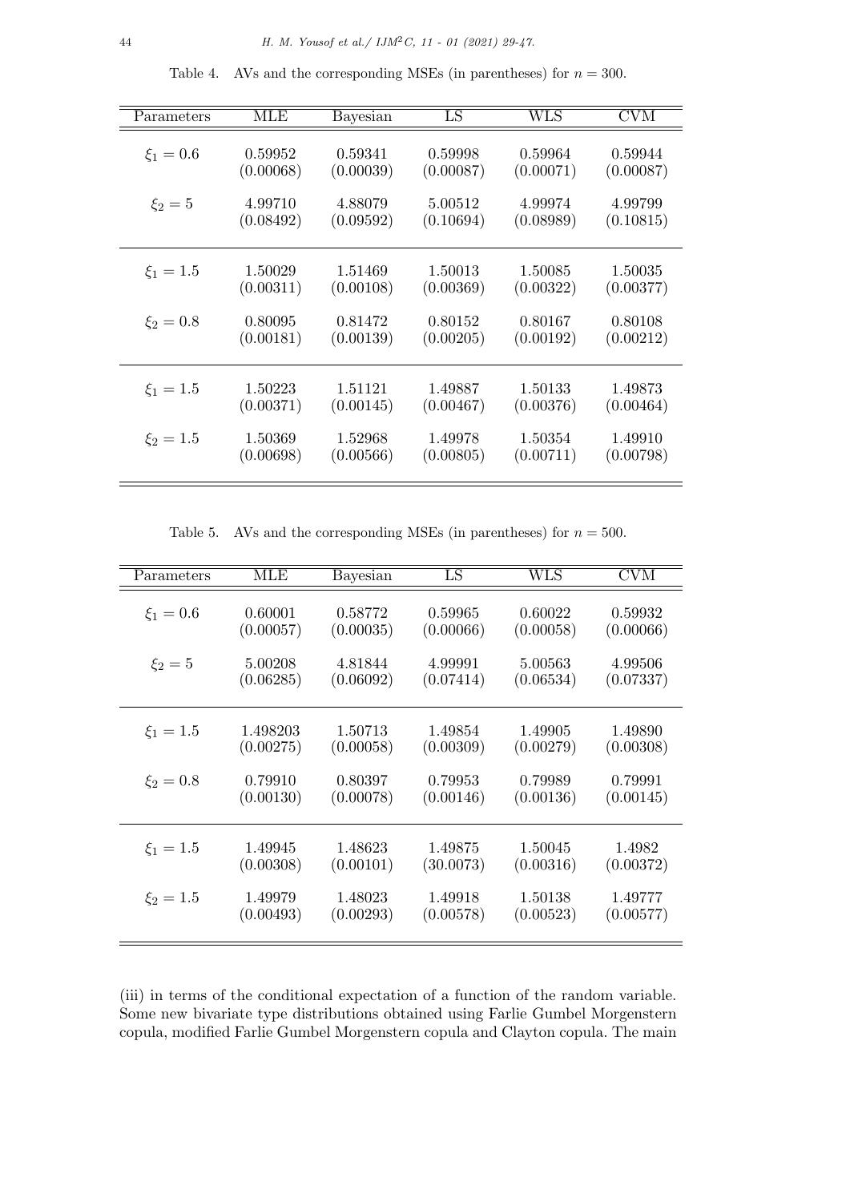Table 4. AVs and the corresponding MSEs (in parentheses) for $n = 300$.

| Parameters | MLE | Bayesian | LS | WLS | CVM |
|---|---|---|---|---|---|
| $\xi_1 = 0.6$ | 0.59952 | 0.59341 | 0.59998 | 0.59964 | 0.59944 |
| | (0.00068) | (0.00039) | (0.00087) | (0.00071) | (0.00087) |
| $\xi_2 = 5$ | 4.99710 | 4.88079 | 5.00512 | 4.99974 | 4.99799 |
| | (0.08492) | (0.09592) | (0.10694) | (0.08989) | (0.10815) |
| $\xi_1 = 1.5$ | 1.50029 | 1.51469 | 1.50013 | 1.50085 | 1.50035 |
| | (0.00311) | (0.00108) | (0.00369) | (0.00322) | (0.00377) |
| $\xi_2 = 0.8$ | 0.80095 | 0.81472 | 0.80152 | 0.80167 | 0.80108 |
| | (0.00181) | (0.00139) | (0.00205) | (0.00192) | (0.00212) |
| $\xi_1 = 1.5$ | 1.50223 | 1.51121 | 1.49887 | 1.50133 | 1.49873 |
| | (0.00371) | (0.00145) | (0.00467) | (0.00376) | (0.00464) |
| $\xi_2 = 1.5$ | 1.50369 | 1.52968 | 1.49978 | 1.50354 | 1.49910 |
| | (0.00698) | (0.00566) | (0.00805) | (0.00711) | (0.00798) |

Table 5. AVs and the corresponding MSEs (in parentheses) for $n = 500$.

| Parameters | MLE | Bayesian | LS | WLS | CVM |
|---|---|---|---|---|---|
| $\xi_1 = 0.6$ | 0.60001 | 0.58772 | 0.59965 | 0.60022 | 0.59932 |
| | (0.00057) | (0.00035) | (0.00066) | (0.00058) | (0.00066) |
| $\xi_2 = 5$ | 5.00208 | 4.81844 | 4.99991 | 5.00563 | 4.99506 |
| | (0.06285) | (0.06092) | (0.07414) | (0.06534) | (0.07337) |
| $\xi_1 = 1.5$ | 1.498203 | 1.50713 | 1.49854 | 1.49905 | 1.49890 |
| | (0.00275) | (0.00058) | (0.00309) | (0.00279) | (0.00308) |
| $\xi_2 = 0.8$ | 0.79910 | 0.80397 | 0.79953 | 0.79989 | 0.79991 |
| | (0.00130) | (0.00078) | (0.00146) | (0.00136) | (0.00145) |
| $\xi_1 = 1.5$ | 1.49945 | 1.48623 | 1.49875 | 1.50045 | 1.4982 |
| | (0.00308) | (0.00101) | (30.0073) | (0.00316) | (0.00372) |
| $\xi_2 = 1.5$ | 1.49979 | 1.48023 | 1.49918 | 1.50138 | 1.49777 |
| | (0.00493) | (0.00293) | (0.00578) | (0.00523) | (0.00577) |

(iii) in terms of the conditional expectation of a function of the random variable. Some new bivariate type distributions obtained using Farlie Gumbel Morgenstern copula, modified Farlie Gumbel Morgenstern copula and Clayton copula. The main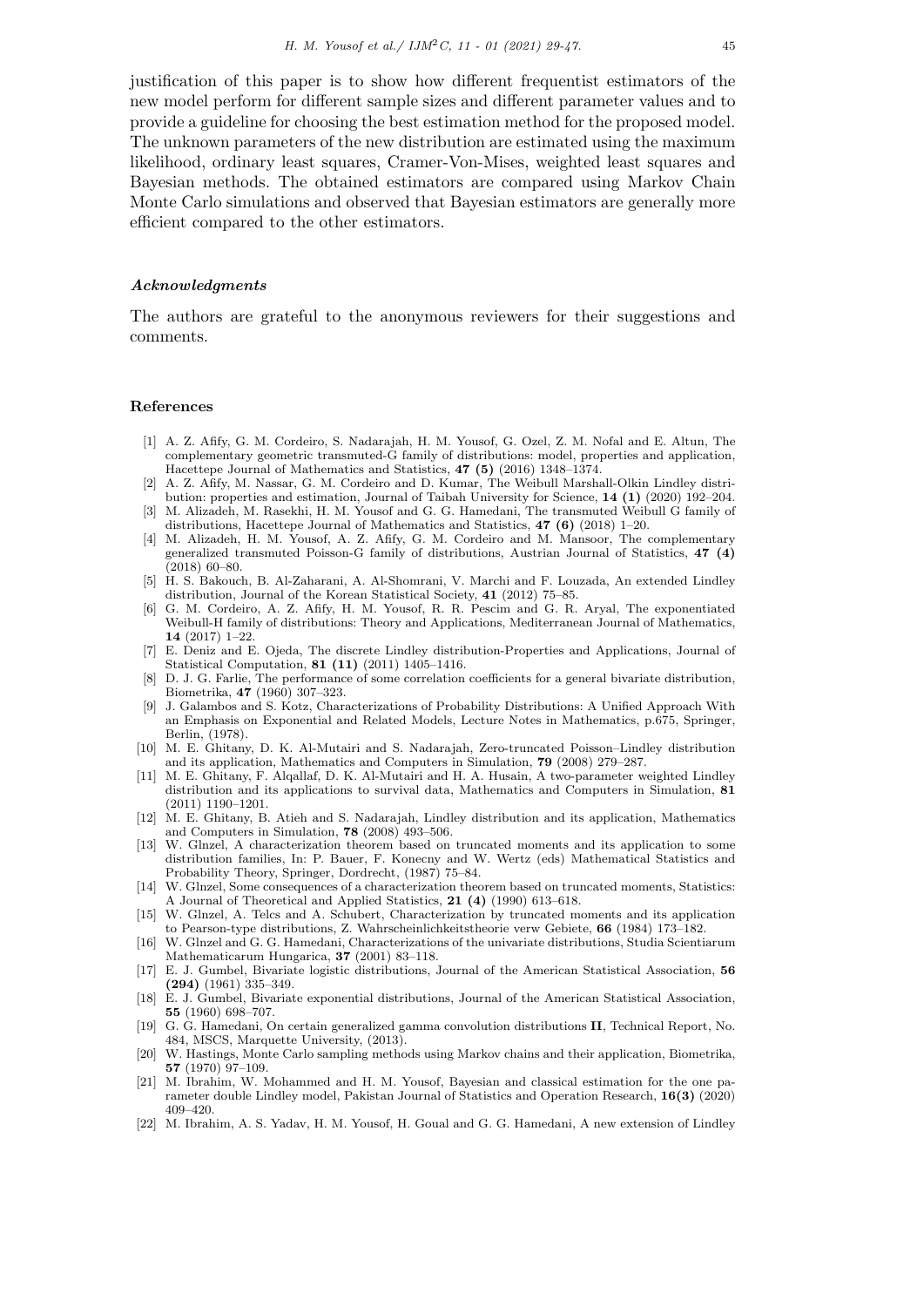justification of this paper is to show how different frequentist estimators of the new model perform for different sample sizes and different parameter values and to provide a guideline for choosing the best estimation method for the proposed model. The unknown parameters of the new distribution are estimated using the maximum likelihood, ordinary least squares, Cramer-Von-Mises, weighted least squares and Bayesian methods. The obtained estimators are compared using Markov Chain Monte Carlo simulations and observed that Bayesian estimators are generally more efficient compared to the other estimators.

### *Acknowledgments*

The authors are grateful to the anonymous reviewers for their suggestions and comments.

## References

[1] A. Z. Afify, G. M. Cordeiro, S. Nadarajah, H. M. Yousof, G. Ozel, Z. M. Nofal and E. Altun, The complementary geometric transmuted-G family of distributions: model, properties and application, Hacettepe Journal of Mathematics and Statistics, **47 (5)** (2016) 1348–1374.

[2] A. Z. Afify, M. Nassar, G. M. Cordeiro and D. Kumar, The Weibull Marshall-Olkin Lindley distribution: properties and estimation, Journal of Taibah University for Science, **14 (1)** (2020) 192–204.

[3] M. Alizadeh, M. Rasekhi, H. M. Yousof and G. G. Hamedani, The transmuted Weibull G family of distributions, Hacettepe Journal of Mathematics and Statistics, **47 (6)** (2018) 1–20.

[4] M. Alizadeh, H. M. Yousof, A. Z. Afify, G. M. Cordeiro and M. Mansoor, The complementary generalized transmuted Poisson-G family of distributions, Austrian Journal of Statistics, **47 (4)** (2018) 60–80.

[5] H. S. Bakouch, B. Al-Zaharani, A. Al-Shomrani, V. Marchi and F. Louzada, An extended Lindley distribution, Journal of the Korean Statistical Society, **41** (2012) 75–85.

[6] G. M. Cordeiro, A. Z. Afify, H. M. Yousof, R. R. Pescim and G. R. Aryal, The exponentiated Weibull-H family of distributions: Theory and Applications, Mediterranean Journal of Mathematics, **14** (2017) 1–22.

[7] E. Deniz and E. Ojeda, The discrete Lindley distribution-Properties and Applications, Journal of Statistical Computation, **81 (11)** (2011) 1405–1416.

[8] D. J. G. Farlie, The performance of some correlation coefficients for a general bivariate distribution, Biometrika, **47** (1960) 307–323.

[9] J. Galambos and S. Kotz, Characterizations of Probability Distributions: A Unified Approach With an Emphasis on Exponential and Related Models, Lecture Notes in Mathematics, p.675, Springer, Berlin, (1978).

[10] M. E. Ghitany, D. K. Al-Mutairi and S. Nadarajah, Zero-truncated Poisson–Lindley distribution and its application, Mathematics and Computers in Simulation, **79** (2008) 279–287.

[11] M. E. Ghitany, F. Alqallaf, D. K. Al-Mutairi and H. A. Husain, A two-parameter weighted Lindley distribution and its applications to survival data, Mathematics and Computers in Simulation, **81** (2011) 1190–1201.

[12] M. E. Ghitany, B. Atieh and S. Nadarajah, Lindley distribution and its application, Mathematics and Computers in Simulation, **78** (2008) 493–506.

[13] W. Glnzel, A characterization theorem based on truncated moments and its application to some distribution families, In: P. Bauer, F. Konecny and W. Wertz (eds) Mathematical Statistics and Probability Theory, Springer, Dordrecht, (1987) 75–84.

[14] W. Glnzel, Some consequences of a characterization theorem based on truncated moments, Statistics: A Journal of Theoretical and Applied Statistics, **21 (4)** (1990) 613–618.

[15] W. Glnzel, A. Telcs and A. Schubert, Characterization by truncated moments and its application to Pearson-type distributions, Z. Wahrscheinlichkeitstheorie verw Gebiete, **66** (1984) 173–182.

[16] W. Glnzel and G. G. Hamedani, Characterizations of the univariate distributions, Studia Scientiarum Mathematicarum Hungarica, **37** (2001) 83–118.

[17] E. J. Gumbel, Bivariate logistic distributions, Journal of the American Statistical Association, **56 (294)** (1961) 335–349.

[18] E. J. Gumbel, Bivariate exponential distributions, Journal of the American Statistical Association, **55** (1960) 698–707.

[19] G. G. Hamedani, On certain generalized gamma convolution distributions **II**, Technical Report, No. 484, MSCS, Marquette University, (2013).

[20] W. Hastings, Monte Carlo sampling methods using Markov chains and their application, Biometrika, **57** (1970) 97–109.

[21] M. Ibrahim, W. Mohammed and H. M. Yousof, Bayesian and classical estimation for the one parameter double Lindley model, Pakistan Journal of Statistics and Operation Research, **16(3)** (2020) 409–420.

[22] M. Ibrahim, A. S. Yadav, H. M. Yousof, H. Goual and G. G. Hamedani, A new extension of Lindley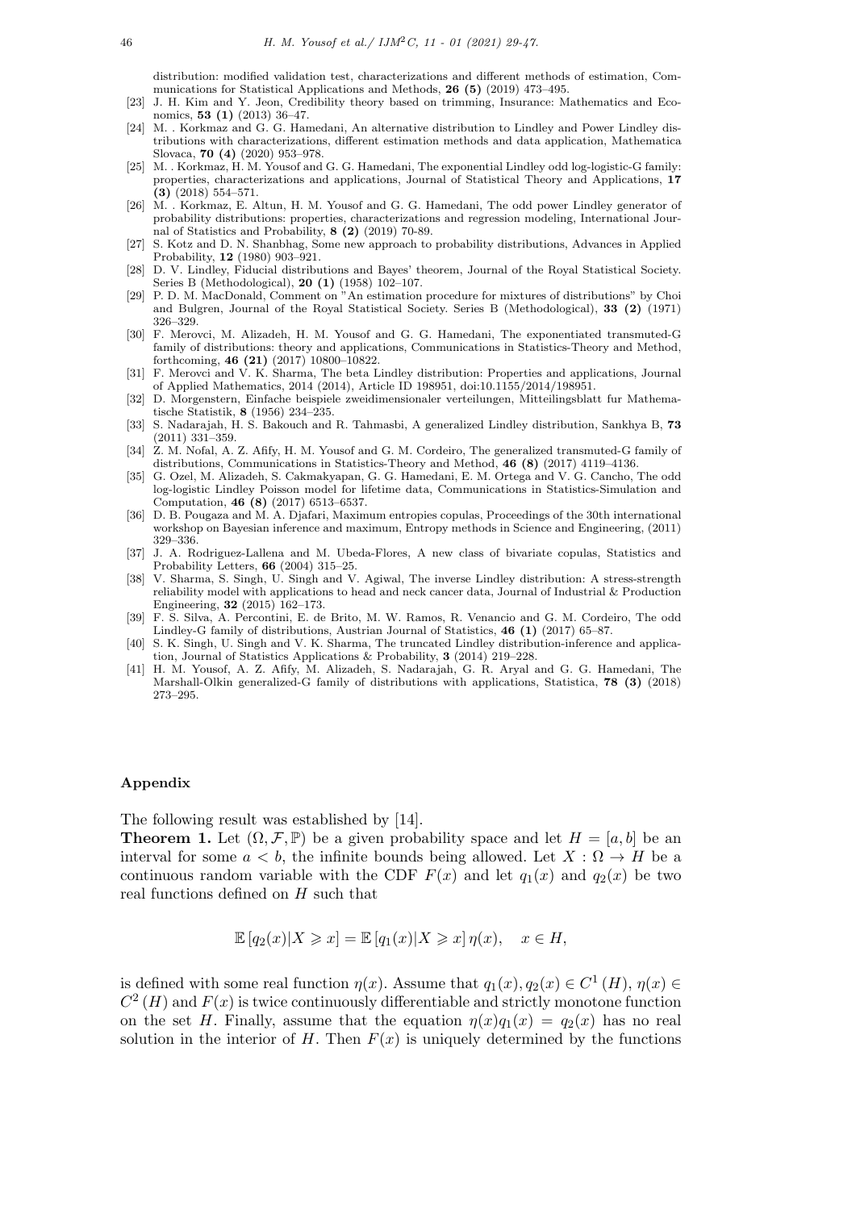distribution: modified validation test, characterizations and different methods of estimation, Communications for Statistical Applications and Methods, **26 (5)** (2019) 473–495.

[23] J. H. Kim and Y. Jeon, Credibility theory based on trimming, Insurance: Mathematics and Economics, **53 (1)** (2013) 36–47.

[24] M. . Korkmaz and G. G. Hamedani, An alternative distribution to Lindley and Power Lindley distributions with characterizations, different estimation methods and data application, Mathematica Slovaca, **70 (4)** (2020) 953–978.

[25] M. . Korkmaz, H. M. Yousof and G. G. Hamedani, The exponential Lindley odd log-logistic-G family: properties, characterizations and applications, Journal of Statistical Theory and Applications, **17 (3)** (2018) 554–571.

[26] M. . Korkmaz, E. Altun, H. M. Yousof and G. G. Hamedani, The odd power Lindley generator of probability distributions: properties, characterizations and regression modeling, International Journal of Statistics and Probability, **8 (2)** (2019) 70-89.

[27] S. Kotz and D. N. Shanbhag, Some new approach to probability distributions, Advances in Applied Probability, **12** (1980) 903–921.

[28] D. V. Lindley, Fiducial distributions and Bayes' theorem, Journal of the Royal Statistical Society. Series B (Methodological), **20 (1)** (1958) 102–107.

[29] P. D. M. MacDonald, Comment on "An estimation procedure for mixtures of distributions" by Choi and Bulgren, Journal of the Royal Statistical Society. Series B (Methodological), **33 (2)** (1971) 326–329.

[30] F. Merovci, M. Alizadeh, H. M. Yousof and G. G. Hamedani, The exponentiated transmuted-G family of distributions: theory and applications, Communications in Statistics-Theory and Method, forthcoming, **46 (21)** (2017) 10800–10822.

[31] F. Merovci and V. K. Sharma, The beta Lindley distribution: Properties and applications, Journal of Applied Mathematics, 2014 (2014), Article ID 198951, doi:10.1155/2014/198951.

[32] D. Morgenstern, Einfache beispiele zweidimensionaler verteilungen, Mitteilingsblatt fur Mathematische Statistik, **8** (1956) 234–235.

[33] S. Nadarajah, H. S. Bakouch and R. Tahmasbi, A generalized Lindley distribution, Sankhya B, **73** (2011) 331–359.

[34] Z. M. Nofal, A. Z. Afify, H. M. Yousof and G. M. Cordeiro, The generalized transmuted-G family of distributions, Communications in Statistics-Theory and Method, **46 (8)** (2017) 4119–4136.

[35] G. Ozel, M. Alizadeh, S. Cakmakyapan, G. G. Hamedani, E. M. Ortega and V. G. Cancho, The odd log-logistic Lindley Poisson model for lifetime data, Communications in Statistics-Simulation and Computation, **46 (8)** (2017) 6513–6537.

[36] D. B. Pougaza and M. A. Djafari, Maximum entropies copulas, Proceedings of the 30th international workshop on Bayesian inference and maximum, Entropy methods in Science and Engineering, (2011) 329–336.

[37] J. A. Rodriguez-Lallena and M. Ubeda-Flores, A new class of bivariate copulas, Statistics and Probability Letters, **66** (2004) 315–25.

[38] V. Sharma, S. Singh, U. Singh and V. Agiwal, The inverse Lindley distribution: A stress-strength reliability model with applications to head and neck cancer data, Journal of Industrial & Production Engineering, **32** (2015) 162–173.

[39] F. S. Silva, A. Percontini, E. de Brito, M. W. Ramos, R. Venancio and G. M. Cordeiro, The odd Lindley-G family of distributions, Austrian Journal of Statistics, **46 (1)** (2017) 65–87.

[40] S. K. Singh, U. Singh and V. K. Sharma, The truncated Lindley distribution-inference and application, Journal of Statistics Applications & Probability, **3** (2014) 219–228.

[41] H. M. Yousof, A. Z. Afify, M. Alizadeh, S. Nadarajah, G. R. Aryal and G. G. Hamedani, The Marshall-Olkin generalized-G family of distributions with applications, Statistica, **78 (3)** (2018) 273–295.

## Appendix

The following result was established by [14].

**Theorem 1.** Let $(\Omega, \mathcal{F}, \mathbb{P})$ be a given probability space and let $H = [a, b]$ be an interval for some $a < b$, the infinite bounds being allowed. Let $X : \Omega \to H$ be a continuous random variable with the CDF $F(x)$ and let $q_1(x)$ and $q_2(x)$ be two real functions defined on $H$ such that

$$\mathbb{E}\left[q_2(x)|X \geqslant x\right] = \mathbb{E}\left[q_1(x)|X \geqslant x\right]\eta(x), \quad x \in H,$$

is defined with some real function $\eta(x)$. Assume that $q_1(x), q_2(x) \in C^1(H)$, $\eta(x) \in C^2(H)$ and $F(x)$ is twice continuously differentiable and strictly monotone function on the set $H$. Finally, assume that the equation $\eta(x)q_1(x) = q_2(x)$ has no real solution in the interior of $H$. Then $F(x)$ is uniquely determined by the functions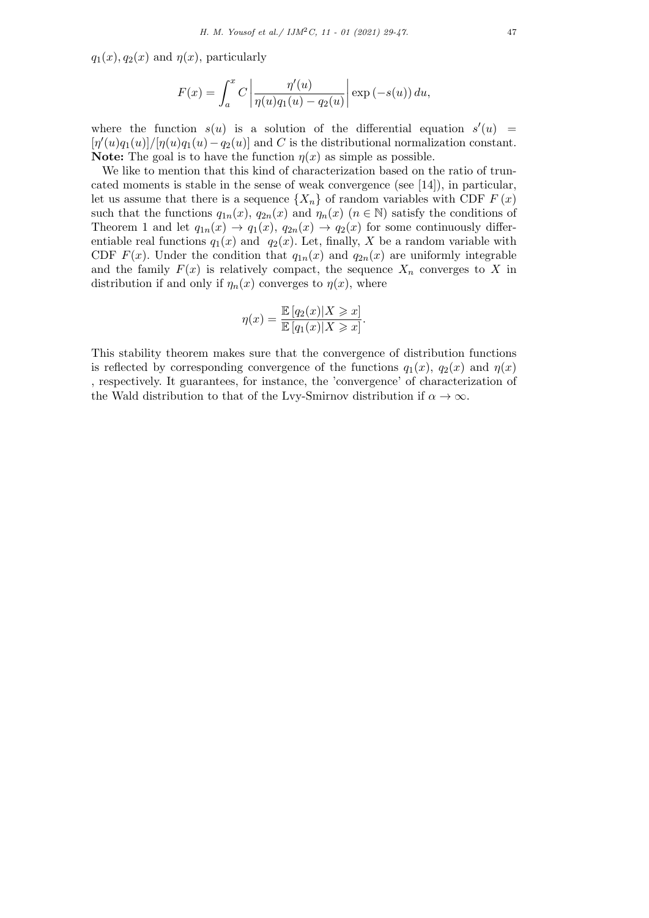$q_1(x), q_2(x)$ and $\eta(x)$, particularly

$$F(x) = \int_a^x C \left| \frac{\eta'(u)}{\eta(u)q_1(u) - q_2(u)} \right| \exp\left(-s(u)\right) du,$$

where the function $s(u)$ is a solution of the differential equation $s'(u) = [\eta'(u)q_1(u)]/[\eta(u)q_1(u) - q_2(u)]$ and $C$ is the distributional normalization constant. **Note:** The goal is to have the function $\eta(x)$ as simple as possible.

We like to mention that this kind of characterization based on the ratio of truncated moments is stable in the sense of weak convergence (see [14]), in particular, let us assume that there is a sequence $\{X_n\}$ of random variables with CDF $F(x)$ such that the functions $q_{1n}(x)$, $q_{2n}(x)$ and $\eta_n(x)$ ($n \in \mathbb{N}$) satisfy the conditions of Theorem 1 and let $q_{1n}(x) \to q_1(x)$, $q_{2n}(x) \to q_2(x)$ for some continuously differentiable real functions $q_1(x)$ and $q_2(x)$. Let, finally, $X$ be a random variable with CDF $F(x)$. Under the condition that $q_{1n}(x)$ and $q_{2n}(x)$ are uniformly integrable and the family $F(x)$ is relatively compact, the sequence $X_n$ converges to $X$ in distribution if and only if $\eta_n(x)$ converges to $\eta(x)$, where

$$\eta(x) = \frac{\mathbb{E}\left[q_2(x)|X \geqslant x\right]}{\mathbb{E}\left[q_1(x)|X \geqslant x\right]}.$$

This stability theorem makes sure that the convergence of distribution functions is reflected by corresponding convergence of the functions $q_1(x)$, $q_2(x)$ and $\eta(x)$ , respectively. It guarantees, for instance, the 'convergence' of characterization of the Wald distribution to that of the Lvy-Smirnov distribution if $\alpha \to \infty$.